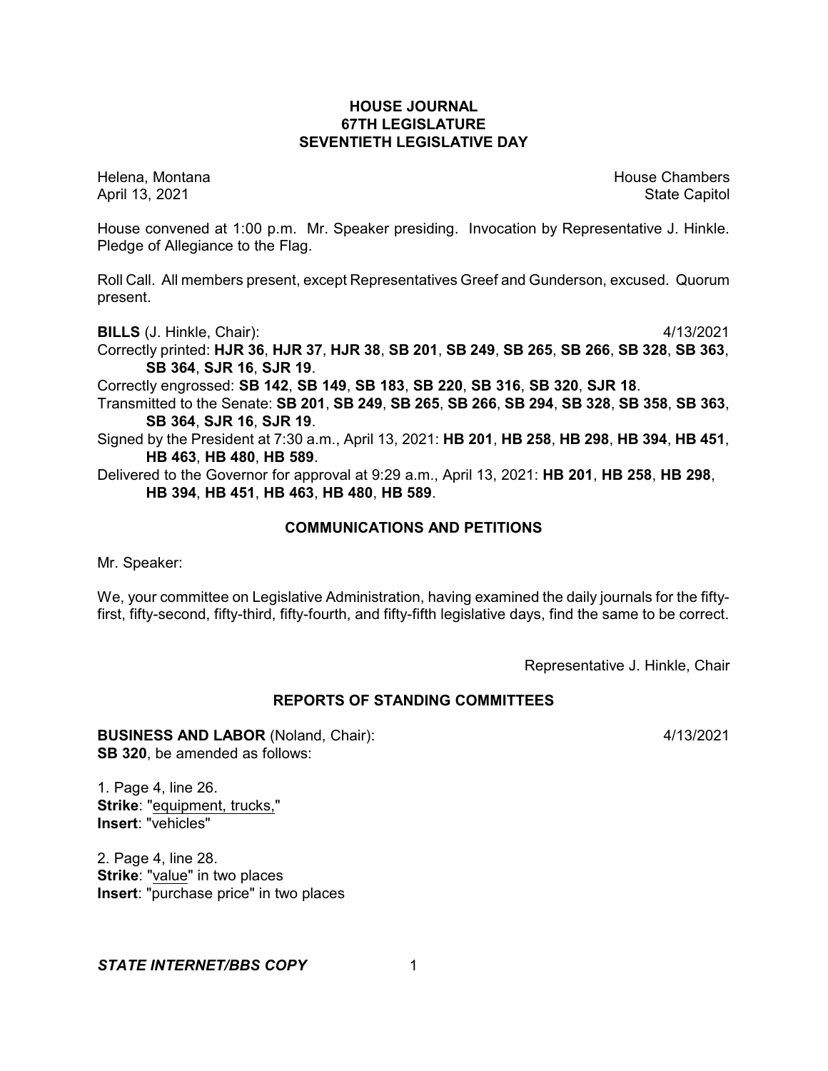# HOUSE JOURNAL
## 67TH LEGISLATURE
## SEVENTIETH LEGISLATIVE DAY

Helena, Montana House Chambers
April 13, 2021 State Capitol

House convened at 1:00 p.m. Mr. Speaker presiding. Invocation by Representative J. Hinkle. Pledge of Allegiance to the Flag.

Roll Call. All members present, except Representatives Greef and Gunderson, excused. Quorum present.

**BILLS** (J. Hinkle, Chair): 4/13/2021

Correctly printed: **HJR 36**, **HJR 37**, **HJR 38**, **SB 201**, **SB 249**, **SB 265**, **SB 266**, **SB 328**, **SB 363**, **SB 364**, **SJR 16**, **SJR 19**.

Correctly engrossed: **SB 142**, **SB 149**, **SB 183**, **SB 220**, **SB 316**, **SB 320**, **SJR 18**.

Transmitted to the Senate: **SB 201**, **SB 249**, **SB 265**, **SB 266**, **SB 294**, **SB 328**, **SB 358**, **SB 363**, **SB 364**, **SJR 16**, **SJR 19**.

Signed by the President at 7:30 a.m., April 13, 2021: **HB 201**, **HB 258**, **HB 298**, **HB 394**, **HB 451**, **HB 463**, **HB 480**, **HB 589**.

Delivered to the Governor for approval at 9:29 a.m., April 13, 2021: **HB 201**, **HB 258**, **HB 298**, **HB 394**, **HB 451**, **HB 463**, **HB 480**, **HB 589**.

## COMMUNICATIONS AND PETITIONS

Mr. Speaker:

We, your committee on Legislative Administration, having examined the daily journals for the fifty-first, fifty-second, fifty-third, fifty-fourth, and fifty-fifth legislative days, find the same to be correct.

Representative J. Hinkle, Chair

## REPORTS OF STANDING COMMITTEES

**BUSINESS AND LABOR** (Noland, Chair): 4/13/2021
**SB 320**, be amended as follows:

1. Page 4, line 26.
**Strike**: "equipment, trucks,"
**Insert**: "vehicles"

2. Page 4, line 28.
**Strike**: "value" in two places
**Insert**: "purchase price" in two places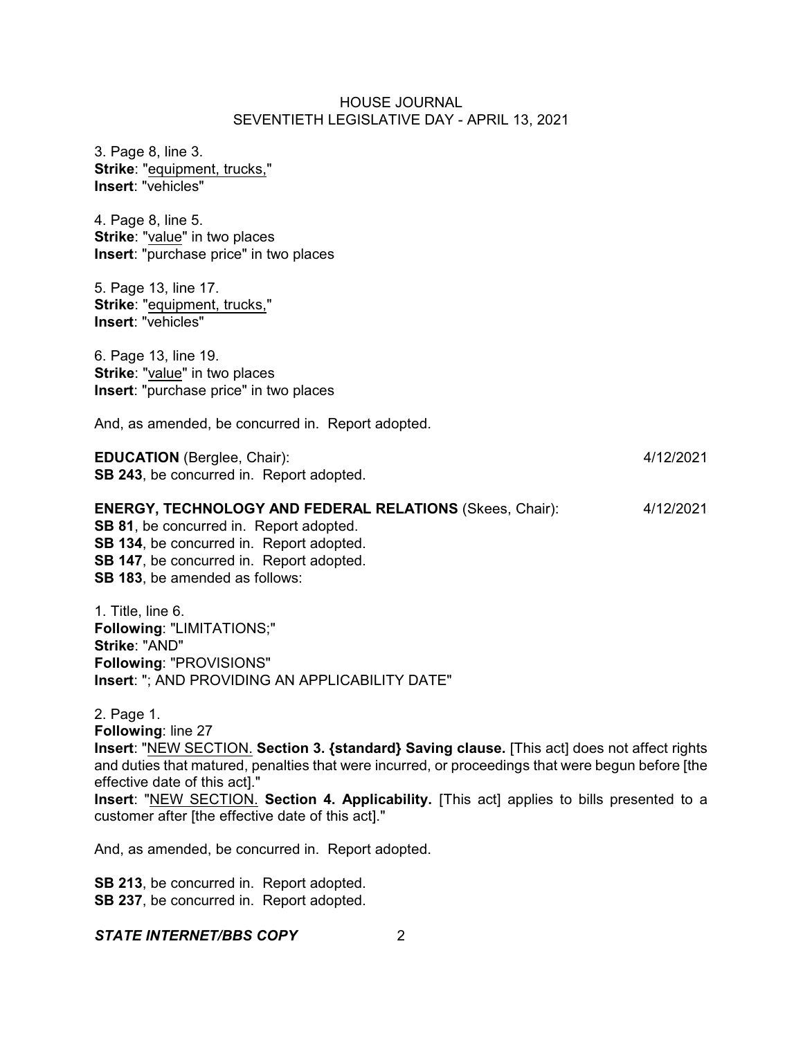3. Page 8, line 3.
**Strike**: "equipment, trucks,"
**Insert**: "vehicles"

4. Page 8, line 5.
**Strike**: "value" in two places
**Insert**: "purchase price" in two places

5. Page 13, line 17.
**Strike**: "equipment, trucks,"
**Insert**: "vehicles"

6. Page 13, line 19.
**Strike**: "value" in two places
**Insert**: "purchase price" in two places

And, as amended, be concurred in. Report adopted.

**EDUCATION** (Berglee, Chair): 4/12/2021
**SB 243**, be concurred in. Report adopted.

**ENERGY, TECHNOLOGY AND FEDERAL RELATIONS** (Skees, Chair): 4/12/2021
**SB 81**, be concurred in. Report adopted.
**SB 134**, be concurred in. Report adopted.
**SB 147**, be concurred in. Report adopted.
**SB 183**, be amended as follows:

1. Title, line 6.
**Following**: "LIMITATIONS;"
**Strike**: "AND"
**Following**: "PROVISIONS"
**Insert**: "; AND PROVIDING AN APPLICABILITY DATE"

2. Page 1.
**Following**: line 27
**Insert**: "NEW SECTION. **Section 3. {standard} Saving clause.** [This act] does not affect rights and duties that matured, penalties that were incurred, or proceedings that were begun before [the effective date of this act]."
**Insert**: "NEW SECTION. **Section 4. Applicability.** [This act] applies to bills presented to a customer after [the effective date of this act]."

And, as amended, be concurred in. Report adopted.

**SB 213**, be concurred in. Report adopted.
**SB 237**, be concurred in. Report adopted.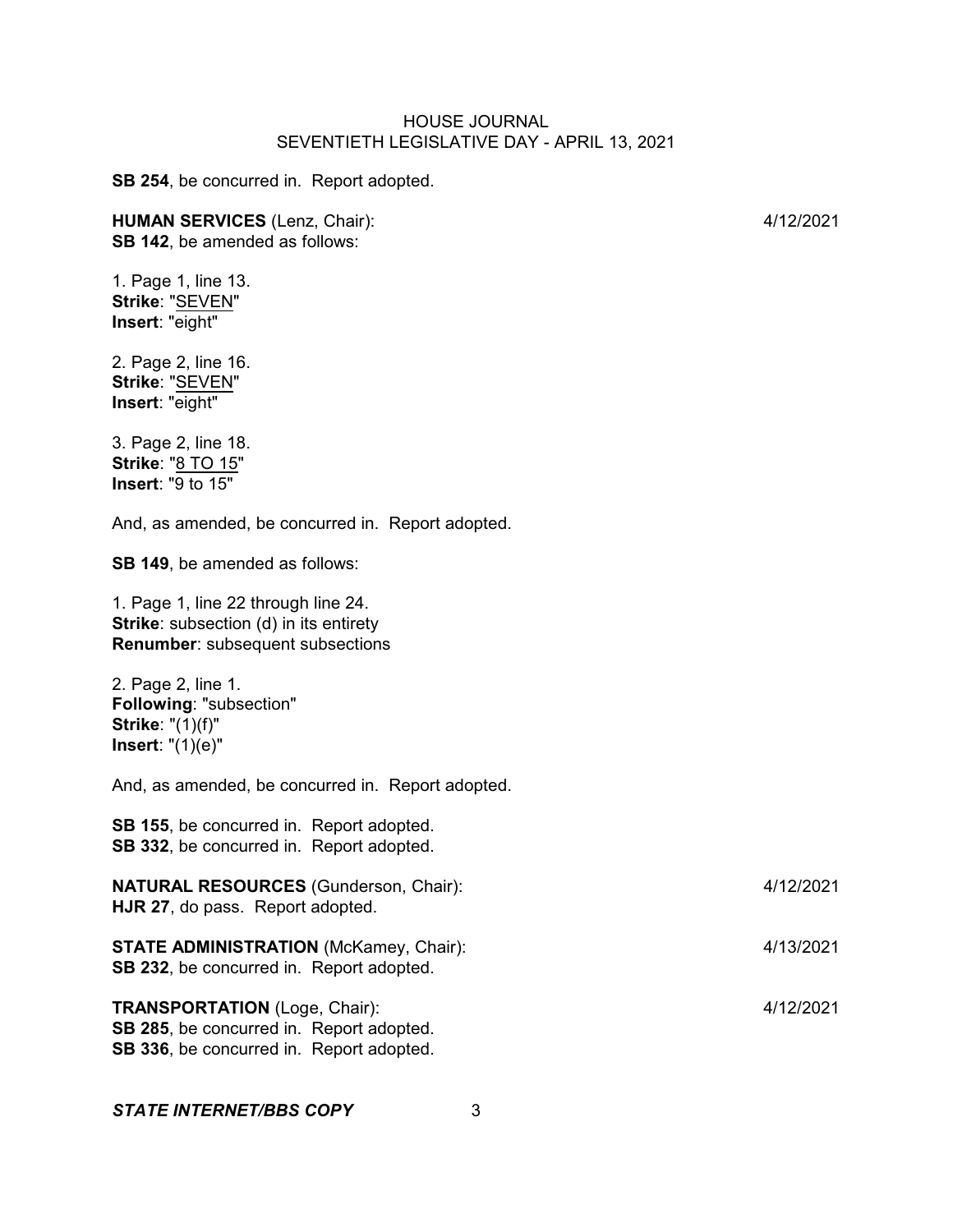**SB 254**, be concurred in. Report adopted.

**HUMAN SERVICES** (Lenz, Chair): 4/12/2021

**SB 142**, be amended as follows:

1. Page 1, line 13.
**Strike**: "<u>SEVEN</u>"
**Insert**: "eight"

2. Page 2, line 16.
**Strike**: "<u>SEVEN</u>"
**Insert**: "eight"

3. Page 2, line 18.
**Strike**: "<u>8 TO 15</u>"
**Insert**: "9 to 15"

And, as amended, be concurred in. Report adopted.

**SB 149**, be amended as follows:

1. Page 1, line 22 through line 24.
**Strike**: subsection (d) in its entirety
**Renumber**: subsequent subsections

2. Page 2, line 1.
**Following**: "subsection"
**Strike**: "(1)(f)"
**Insert**: "(1)(e)"

And, as amended, be concurred in. Report adopted.

**SB 155**, be concurred in. Report adopted.
**SB 332**, be concurred in. Report adopted.

**NATURAL RESOURCES** (Gunderson, Chair): 4/12/2021

**HJR 27**, do pass. Report adopted.

**STATE ADMINISTRATION** (McKamey, Chair): 4/13/2021

**SB 232**, be concurred in. Report adopted.

**TRANSPORTATION** (Loge, Chair): 4/12/2021

**SB 285**, be concurred in. Report adopted.
**SB 336**, be concurred in. Report adopted.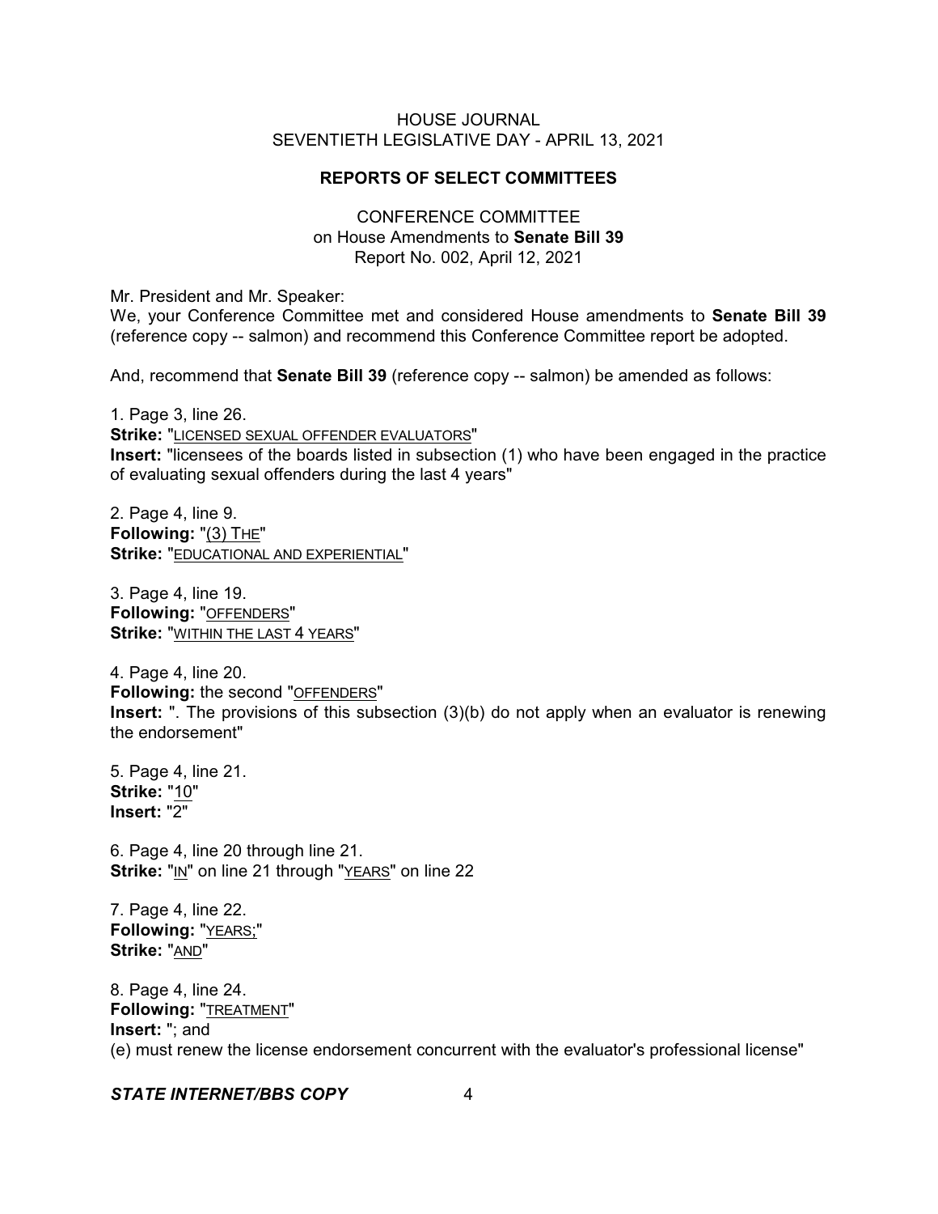HOUSE JOURNAL
SEVENTIETH LEGISLATIVE DAY - APRIL 13, 2021

## REPORTS OF SELECT COMMITTEES

CONFERENCE COMMITTEE
on House Amendments to **Senate Bill 39**
Report No. 002, April 12, 2021

Mr. President and Mr. Speaker:
We, your Conference Committee met and considered House amendments to **Senate Bill 39** (reference copy -- salmon) and recommend this Conference Committee report be adopted.

And, recommend that **Senate Bill 39** (reference copy -- salmon) be amended as follows:

1. Page 3, line 26.
**Strike:** "LICENSED SEXUAL OFFENDER EVALUATORS"
**Insert:** "licensees of the boards listed in subsection (1) who have been engaged in the practice of evaluating sexual offenders during the last 4 years"

2. Page 4, line 9.
**Following:** "(3) THE"
**Strike:** "EDUCATIONAL AND EXPERIENTIAL"

3. Page 4, line 19.
**Following:** "OFFENDERS"
**Strike:** "WITHIN THE LAST 4 YEARS"

4. Page 4, line 20.
**Following:** the second "OFFENDERS"
**Insert:** ". The provisions of this subsection (3)(b) do not apply when an evaluator is renewing the endorsement"

5. Page 4, line 21.
**Strike:** "10"
**Insert:** "2"

6. Page 4, line 20 through line 21.
**Strike:** "IN" on line 21 through "YEARS" on line 22

7. Page 4, line 22.
**Following:** "YEARS;"
**Strike:** "AND"

8. Page 4, line 24.
**Following:** "TREATMENT"
**Insert:** "; and
(e) must renew the license endorsement concurrent with the evaluator's professional license"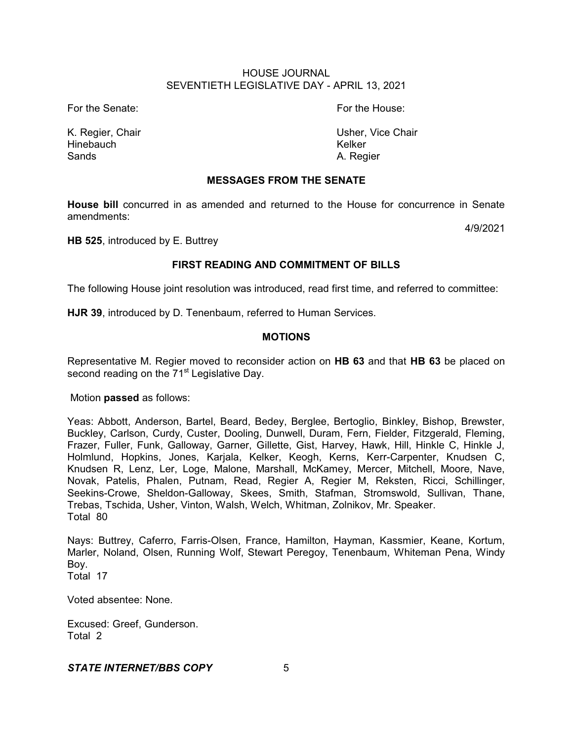For the Senate:

K. Regier, Chair
Hinebauch
Sands

For the House:

Usher, Vice Chair
Kelker
A. Regier

## MESSAGES FROM THE SENATE

**House bill** concurred in as amended and returned to the House for concurrence in Senate amendments:

4/9/2021

**HB 525**, introduced by E. Buttrey

## FIRST READING AND COMMITMENT OF BILLS

The following House joint resolution was introduced, read first time, and referred to committee:

**HJR 39**, introduced by D. Tenenbaum, referred to Human Services.

## MOTIONS

Representative M. Regier moved to reconsider action on **HB 63** and that **HB 63** be placed on second reading on the 71st Legislative Day.

Motion **passed** as follows:

Yeas: Abbott, Anderson, Bartel, Beard, Bedey, Berglee, Bertoglio, Binkley, Bishop, Brewster, Buckley, Carlson, Curdy, Custer, Dooling, Dunwell, Duram, Fern, Fielder, Fitzgerald, Fleming, Frazer, Fuller, Funk, Galloway, Garner, Gillette, Gist, Harvey, Hawk, Hill, Hinkle C, Hinkle J, Holmlund, Hopkins, Jones, Karjala, Kelker, Keogh, Kerns, Kerr-Carpenter, Knudsen C, Knudsen R, Lenz, Ler, Loge, Malone, Marshall, McKamey, Mercer, Mitchell, Moore, Nave, Novak, Patelis, Phalen, Putnam, Read, Regier A, Regier M, Reksten, Ricci, Schillinger, Seekins-Crowe, Sheldon-Galloway, Skees, Smith, Stafman, Stromswold, Sullivan, Thane, Trebas, Tschida, Usher, Vinton, Walsh, Welch, Whitman, Zolnikov, Mr. Speaker.
Total 80

Nays: Buttrey, Caferro, Farris-Olsen, France, Hamilton, Hayman, Kassmier, Keane, Kortum, Marler, Noland, Olsen, Running Wolf, Stewart Peregoy, Tenenbaum, Whiteman Pena, Windy Boy.
Total 17

Voted absentee: None.

Excused: Greef, Gunderson.
Total 2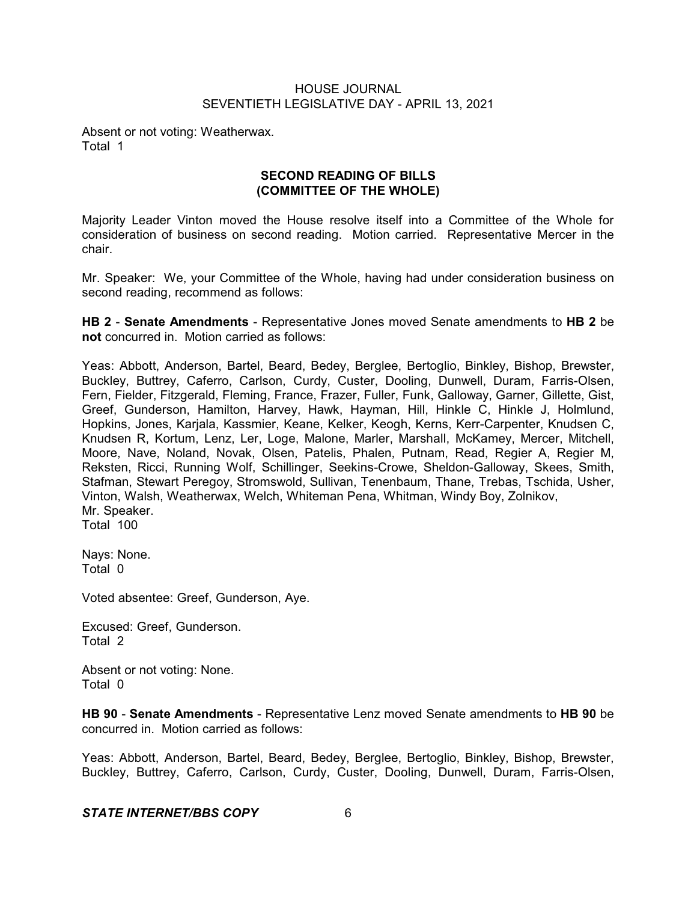Absent or not voting: Weatherwax.
Total 1

## SECOND READING OF BILLS
## (COMMITTEE OF THE WHOLE)

Majority Leader Vinton moved the House resolve itself into a Committee of the Whole for consideration of business on second reading. Motion carried. Representative Mercer in the chair.

Mr. Speaker: We, your Committee of the Whole, having had under consideration business on second reading, recommend as follows:

**HB 2** - **Senate Amendments** - Representative Jones moved Senate amendments to **HB 2** be **not** concurred in. Motion carried as follows:

Yeas: Abbott, Anderson, Bartel, Beard, Bedey, Berglee, Bertoglio, Binkley, Bishop, Brewster, Buckley, Buttrey, Caferro, Carlson, Curdy, Custer, Dooling, Dunwell, Duram, Farris-Olsen, Fern, Fielder, Fitzgerald, Fleming, France, Frazer, Fuller, Funk, Galloway, Garner, Gillette, Gist, Greef, Gunderson, Hamilton, Harvey, Hawk, Hayman, Hill, Hinkle C, Hinkle J, Holmlund, Hopkins, Jones, Karjala, Kassmier, Keane, Kelker, Keogh, Kerns, Kerr-Carpenter, Knudsen C, Knudsen R, Kortum, Lenz, Ler, Loge, Malone, Marler, Marshall, McKamey, Mercer, Mitchell, Moore, Nave, Noland, Novak, Olsen, Patelis, Phalen, Putnam, Read, Regier A, Regier M, Reksten, Ricci, Running Wolf, Schillinger, Seekins-Crowe, Sheldon-Galloway, Skees, Smith, Stafman, Stewart Peregoy, Stromswold, Sullivan, Tenenbaum, Thane, Trebas, Tschida, Usher, Vinton, Walsh, Weatherwax, Welch, Whiteman Pena, Whitman, Windy Boy, Zolnikov, Mr. Speaker.
Total 100

Nays: None.
Total 0

Voted absentee: Greef, Gunderson, Aye.

Excused: Greef, Gunderson.
Total 2

Absent or not voting: None.
Total 0

**HB 90** - **Senate Amendments** - Representative Lenz moved Senate amendments to **HB 90** be concurred in. Motion carried as follows:

Yeas: Abbott, Anderson, Bartel, Beard, Bedey, Berglee, Bertoglio, Binkley, Bishop, Brewster, Buckley, Buttrey, Caferro, Carlson, Curdy, Custer, Dooling, Dunwell, Duram, Farris-Olsen,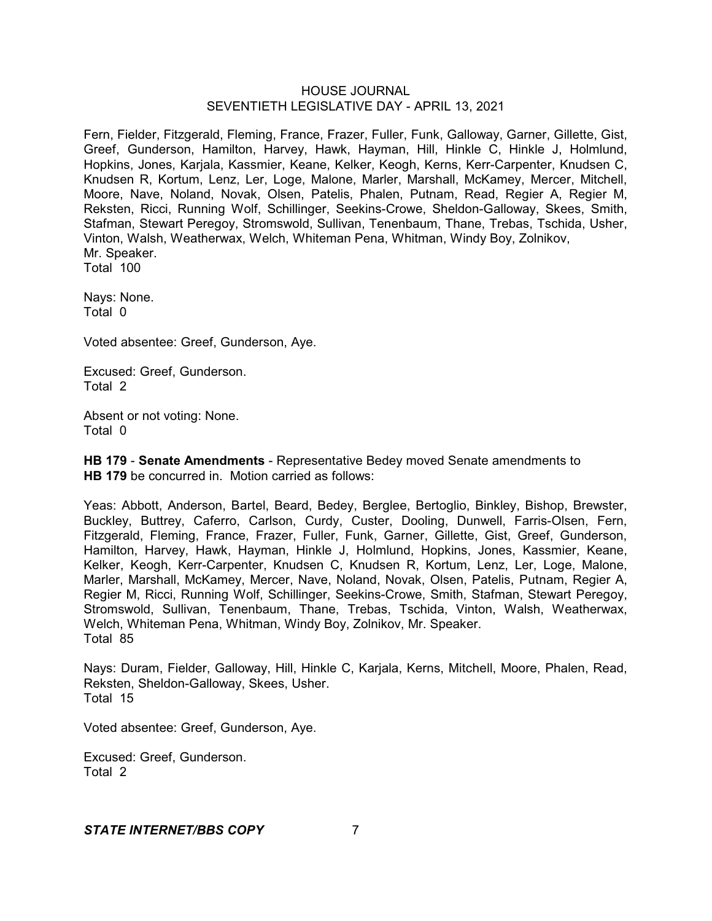Fern, Fielder, Fitzgerald, Fleming, France, Frazer, Fuller, Funk, Galloway, Garner, Gillette, Gist, Greef, Gunderson, Hamilton, Harvey, Hawk, Hayman, Hill, Hinkle C, Hinkle J, Holmlund, Hopkins, Jones, Karjala, Kassmier, Keane, Kelker, Keogh, Kerns, Kerr-Carpenter, Knudsen C, Knudsen R, Kortum, Lenz, Ler, Loge, Malone, Marler, Marshall, McKamey, Mercer, Mitchell, Moore, Nave, Noland, Novak, Olsen, Patelis, Phalen, Putnam, Read, Regier A, Regier M, Reksten, Ricci, Running Wolf, Schillinger, Seekins-Crowe, Sheldon-Galloway, Skees, Smith, Stafman, Stewart Peregoy, Stromswold, Sullivan, Tenenbaum, Thane, Trebas, Tschida, Usher, Vinton, Walsh, Weatherwax, Welch, Whiteman Pena, Whitman, Windy Boy, Zolnikov, Mr. Speaker.
Total 100

Nays: None.
Total 0

Voted absentee: Greef, Gunderson, Aye.

Excused: Greef, Gunderson.
Total 2

Absent or not voting: None.
Total 0

**HB 179** - **Senate Amendments** - Representative Bedey moved Senate amendments to **HB 179** be concurred in. Motion carried as follows:

Yeas: Abbott, Anderson, Bartel, Beard, Bedey, Berglee, Bertoglio, Binkley, Bishop, Brewster, Buckley, Buttrey, Caferro, Carlson, Curdy, Custer, Dooling, Dunwell, Farris-Olsen, Fern, Fitzgerald, Fleming, France, Frazer, Fuller, Funk, Garner, Gillette, Gist, Greef, Gunderson, Hamilton, Harvey, Hawk, Hayman, Hinkle J, Holmlund, Hopkins, Jones, Kassmier, Keane, Kelker, Keogh, Kerr-Carpenter, Knudsen C, Knudsen R, Kortum, Lenz, Ler, Loge, Malone, Marler, Marshall, McKamey, Mercer, Nave, Noland, Novak, Olsen, Patelis, Putnam, Regier A, Regier M, Ricci, Running Wolf, Schillinger, Seekins-Crowe, Smith, Stafman, Stewart Peregoy, Stromswold, Sullivan, Tenenbaum, Thane, Trebas, Tschida, Vinton, Walsh, Weatherwax, Welch, Whiteman Pena, Whitman, Windy Boy, Zolnikov, Mr. Speaker.
Total 85

Nays: Duram, Fielder, Galloway, Hill, Hinkle C, Karjala, Kerns, Mitchell, Moore, Phalen, Read, Reksten, Sheldon-Galloway, Skees, Usher.
Total 15

Voted absentee: Greef, Gunderson, Aye.

Excused: Greef, Gunderson.
Total 2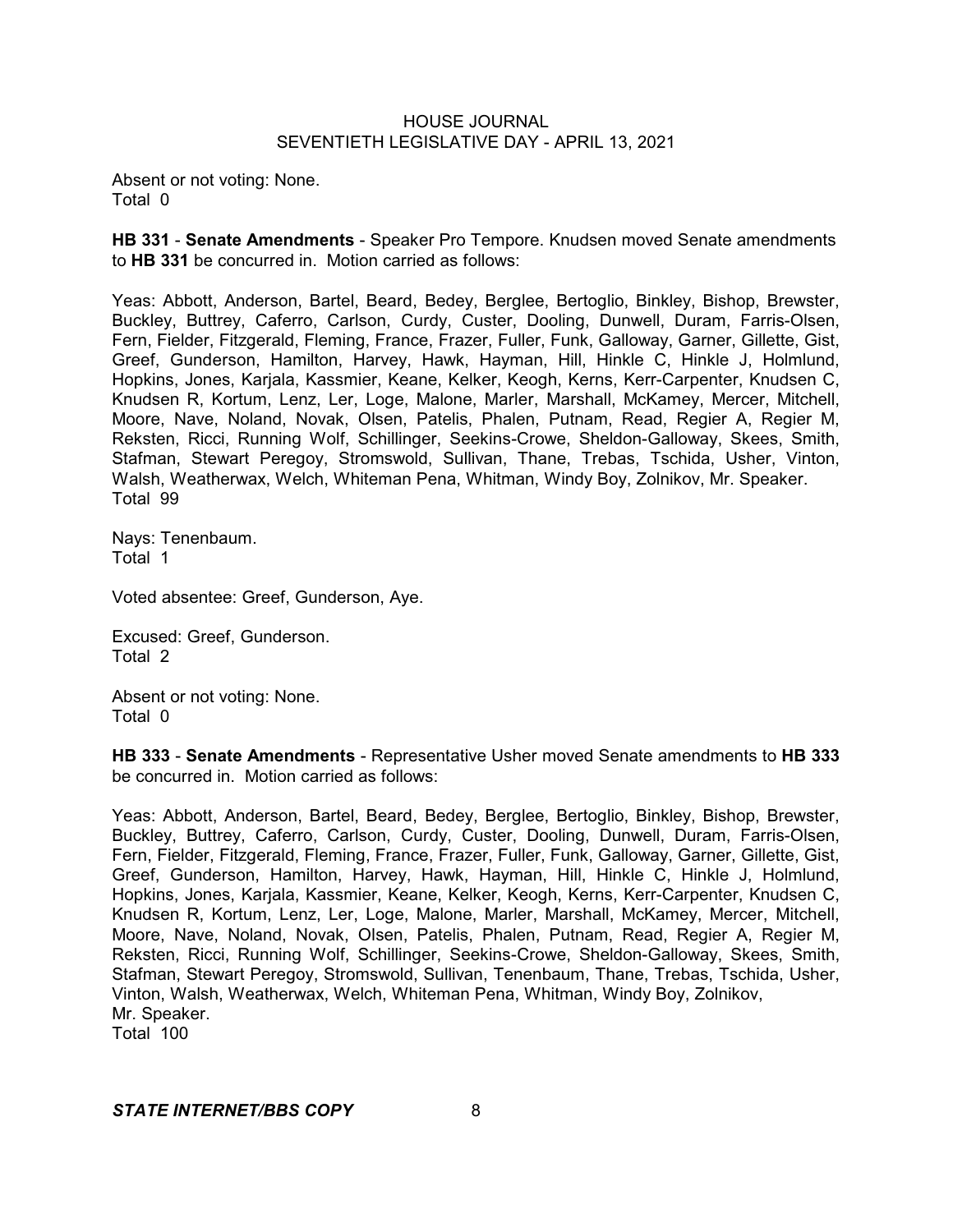Absent or not voting: None.
Total 0

**HB 331** - **Senate Amendments** - Speaker Pro Tempore. Knudsen moved Senate amendments to **HB 331** be concurred in. Motion carried as follows:

Yeas: Abbott, Anderson, Bartel, Beard, Bedey, Berglee, Bertoglio, Binkley, Bishop, Brewster, Buckley, Buttrey, Caferro, Carlson, Curdy, Custer, Dooling, Dunwell, Duram, Farris-Olsen, Fern, Fielder, Fitzgerald, Fleming, France, Frazer, Fuller, Funk, Galloway, Garner, Gillette, Gist, Greef, Gunderson, Hamilton, Harvey, Hawk, Hayman, Hill, Hinkle C, Hinkle J, Holmlund, Hopkins, Jones, Karjala, Kassmier, Keane, Kelker, Keogh, Kerns, Kerr-Carpenter, Knudsen C, Knudsen R, Kortum, Lenz, Ler, Loge, Malone, Marler, Marshall, McKamey, Mercer, Mitchell, Moore, Nave, Noland, Novak, Olsen, Patelis, Phalen, Putnam, Read, Regier A, Regier M, Reksten, Ricci, Running Wolf, Schillinger, Seekins-Crowe, Sheldon-Galloway, Skees, Smith, Stafman, Stewart Peregoy, Stromswold, Sullivan, Thane, Trebas, Tschida, Usher, Vinton, Walsh, Weatherwax, Welch, Whiteman Pena, Whitman, Windy Boy, Zolnikov, Mr. Speaker.
Total 99

Nays: Tenenbaum.
Total 1

Voted absentee: Greef, Gunderson, Aye.

Excused: Greef, Gunderson.
Total 2

Absent or not voting: None.
Total 0

**HB 333** - **Senate Amendments** - Representative Usher moved Senate amendments to **HB 333** be concurred in. Motion carried as follows:

Yeas: Abbott, Anderson, Bartel, Beard, Bedey, Berglee, Bertoglio, Binkley, Bishop, Brewster, Buckley, Buttrey, Caferro, Carlson, Curdy, Custer, Dooling, Dunwell, Duram, Farris-Olsen, Fern, Fielder, Fitzgerald, Fleming, France, Frazer, Fuller, Funk, Galloway, Garner, Gillette, Gist, Greef, Gunderson, Hamilton, Harvey, Hawk, Hayman, Hill, Hinkle C, Hinkle J, Holmlund, Hopkins, Jones, Karjala, Kassmier, Keane, Kelker, Keogh, Kerns, Kerr-Carpenter, Knudsen C, Knudsen R, Kortum, Lenz, Ler, Loge, Malone, Marler, Marshall, McKamey, Mercer, Mitchell, Moore, Nave, Noland, Novak, Olsen, Patelis, Phalen, Putnam, Read, Regier A, Regier M, Reksten, Ricci, Running Wolf, Schillinger, Seekins-Crowe, Sheldon-Galloway, Skees, Smith, Stafman, Stewart Peregoy, Stromswold, Sullivan, Tenenbaum, Thane, Trebas, Tschida, Usher, Vinton, Walsh, Weatherwax, Welch, Whiteman Pena, Whitman, Windy Boy, Zolnikov, Mr. Speaker.
Total 100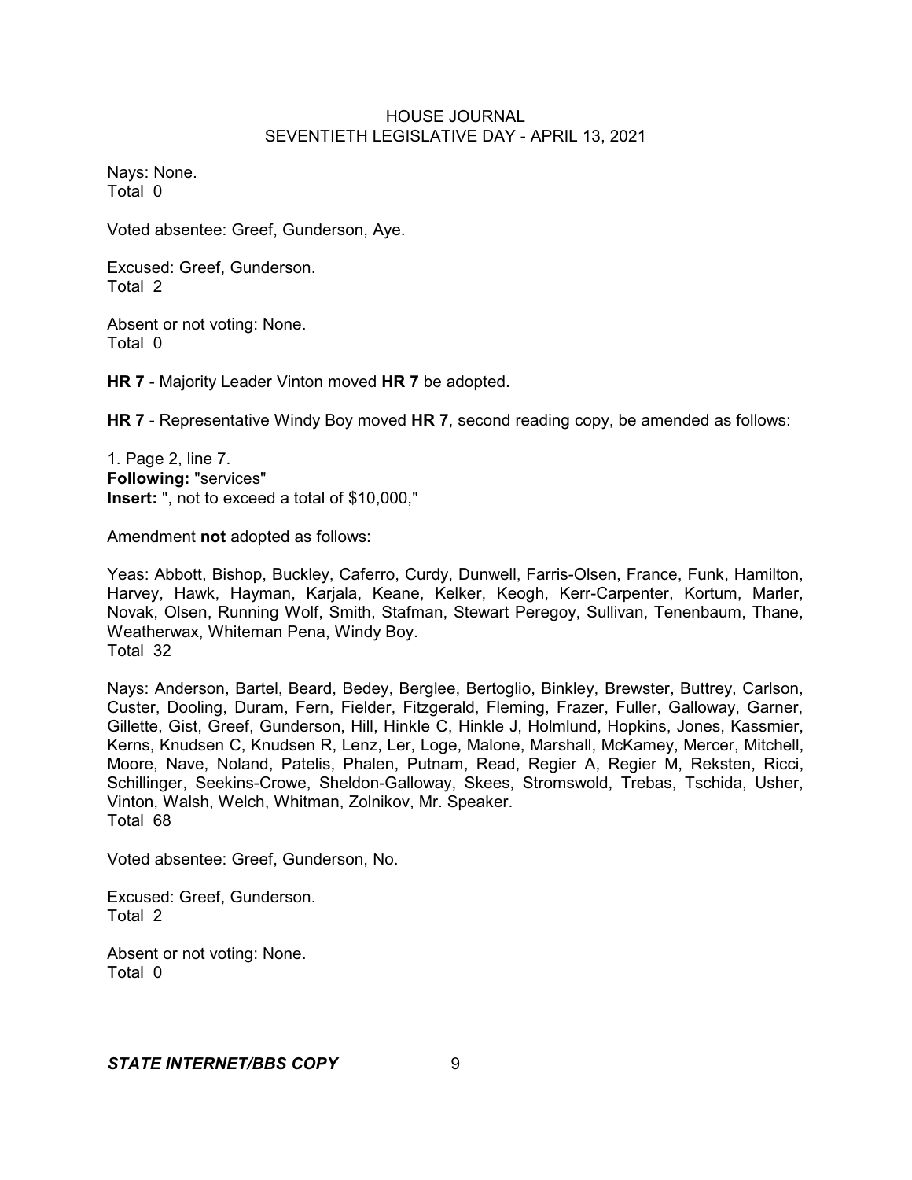Nays: None.
Total 0

Voted absentee: Greef, Gunderson, Aye.

Excused: Greef, Gunderson.
Total 2

Absent or not voting: None.
Total 0

**HR 7** - Majority Leader Vinton moved **HR 7** be adopted.

**HR 7** - Representative Windy Boy moved **HR 7**, second reading copy, be amended as follows:

1. Page 2, line 7.
**Following:** "services"
**Insert:** ", not to exceed a total of $10,000,"

Amendment **not** adopted as follows:

Yeas: Abbott, Bishop, Buckley, Caferro, Curdy, Dunwell, Farris-Olsen, France, Funk, Hamilton, Harvey, Hawk, Hayman, Karjala, Keane, Kelker, Keogh, Kerr-Carpenter, Kortum, Marler, Novak, Olsen, Running Wolf, Smith, Stafman, Stewart Peregoy, Sullivan, Tenenbaum, Thane, Weatherwax, Whiteman Pena, Windy Boy.
Total 32

Nays: Anderson, Bartel, Beard, Bedey, Berglee, Bertoglio, Binkley, Brewster, Buttrey, Carlson, Custer, Dooling, Duram, Fern, Fielder, Fitzgerald, Fleming, Frazer, Fuller, Galloway, Garner, Gillette, Gist, Greef, Gunderson, Hill, Hinkle C, Hinkle J, Holmlund, Hopkins, Jones, Kassmier, Kerns, Knudsen C, Knudsen R, Lenz, Ler, Loge, Malone, Marshall, McKamey, Mercer, Mitchell, Moore, Nave, Noland, Patelis, Phalen, Putnam, Read, Regier A, Regier M, Reksten, Ricci, Schillinger, Seekins-Crowe, Sheldon-Galloway, Skees, Stromswold, Trebas, Tschida, Usher, Vinton, Walsh, Welch, Whitman, Zolnikov, Mr. Speaker.
Total 68

Voted absentee: Greef, Gunderson, No.

Excused: Greef, Gunderson.
Total 2

Absent or not voting: None.
Total 0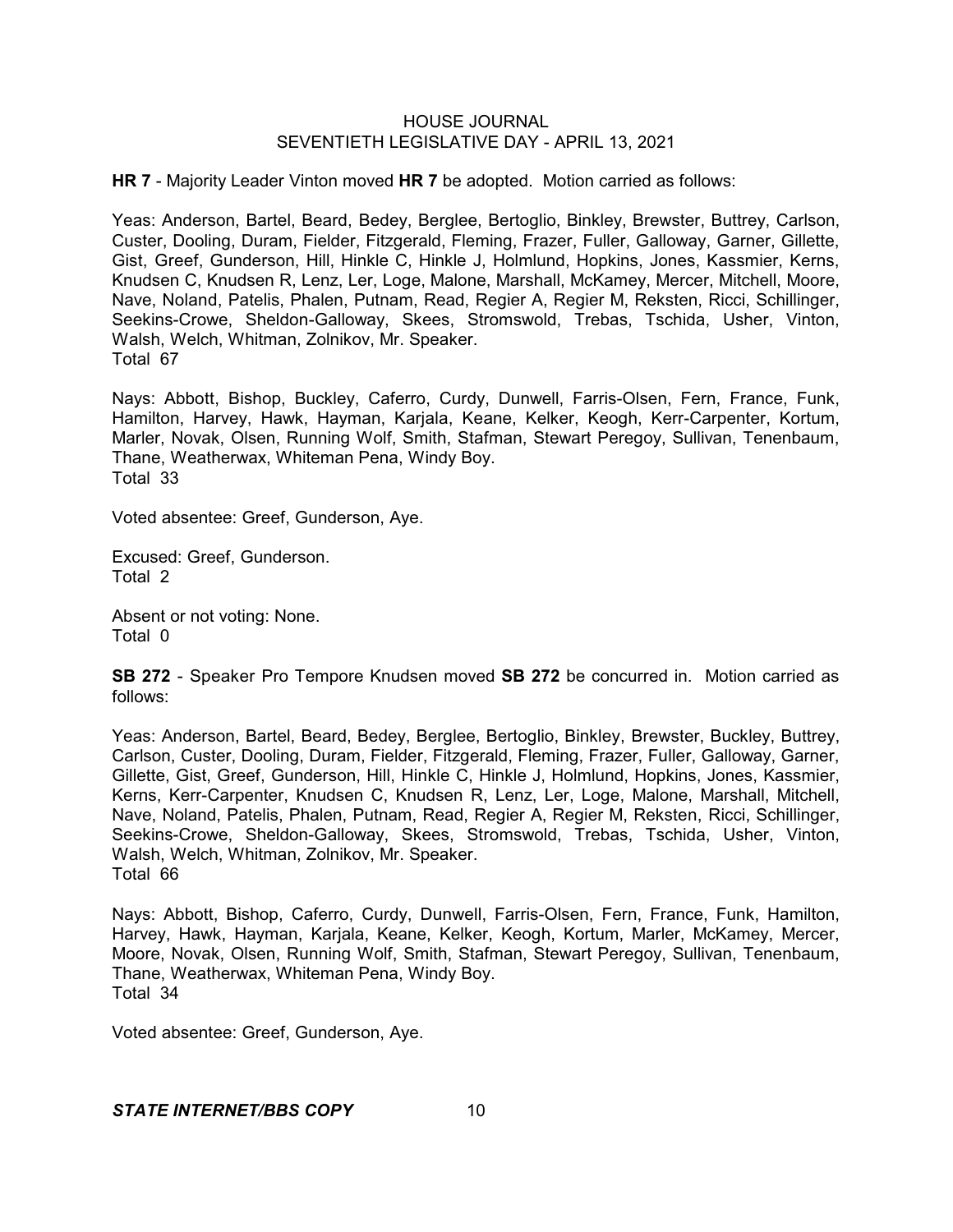**HR 7** - Majority Leader Vinton moved **HR 7** be adopted. Motion carried as follows:

Yeas: Anderson, Bartel, Beard, Bedey, Berglee, Bertoglio, Binkley, Brewster, Buttrey, Carlson, Custer, Dooling, Duram, Fielder, Fitzgerald, Fleming, Frazer, Fuller, Galloway, Garner, Gillette, Gist, Greef, Gunderson, Hill, Hinkle C, Hinkle J, Holmlund, Hopkins, Jones, Kassmier, Kerns, Knudsen C, Knudsen R, Lenz, Ler, Loge, Malone, Marshall, McKamey, Mercer, Mitchell, Moore, Nave, Noland, Patelis, Phalen, Putnam, Read, Regier A, Regier M, Reksten, Ricci, Schillinger, Seekins-Crowe, Sheldon-Galloway, Skees, Stromswold, Trebas, Tschida, Usher, Vinton, Walsh, Welch, Whitman, Zolnikov, Mr. Speaker.
Total 67

Nays: Abbott, Bishop, Buckley, Caferro, Curdy, Dunwell, Farris-Olsen, Fern, France, Funk, Hamilton, Harvey, Hawk, Hayman, Karjala, Keane, Kelker, Keogh, Kerr-Carpenter, Kortum, Marler, Novak, Olsen, Running Wolf, Smith, Stafman, Stewart Peregoy, Sullivan, Tenenbaum, Thane, Weatherwax, Whiteman Pena, Windy Boy.
Total 33

Voted absentee: Greef, Gunderson, Aye.

Excused: Greef, Gunderson.
Total 2

Absent or not voting: None.
Total 0

**SB 272** - Speaker Pro Tempore Knudsen moved **SB 272** be concurred in. Motion carried as follows:

Yeas: Anderson, Bartel, Beard, Bedey, Berglee, Bertoglio, Binkley, Brewster, Buckley, Buttrey, Carlson, Custer, Dooling, Duram, Fielder, Fitzgerald, Fleming, Frazer, Fuller, Galloway, Garner, Gillette, Gist, Greef, Gunderson, Hill, Hinkle C, Hinkle J, Holmlund, Hopkins, Jones, Kassmier, Kerns, Kerr-Carpenter, Knudsen C, Knudsen R, Lenz, Ler, Loge, Malone, Marshall, Mitchell, Nave, Noland, Patelis, Phalen, Putnam, Read, Regier A, Regier M, Reksten, Ricci, Schillinger, Seekins-Crowe, Sheldon-Galloway, Skees, Stromswold, Trebas, Tschida, Usher, Vinton, Walsh, Welch, Whitman, Zolnikov, Mr. Speaker.
Total 66

Nays: Abbott, Bishop, Caferro, Curdy, Dunwell, Farris-Olsen, Fern, France, Funk, Hamilton, Harvey, Hawk, Hayman, Karjala, Keane, Kelker, Keogh, Kortum, Marler, McKamey, Mercer, Moore, Novak, Olsen, Running Wolf, Smith, Stafman, Stewart Peregoy, Sullivan, Tenenbaum, Thane, Weatherwax, Whiteman Pena, Windy Boy.
Total 34

Voted absentee: Greef, Gunderson, Aye.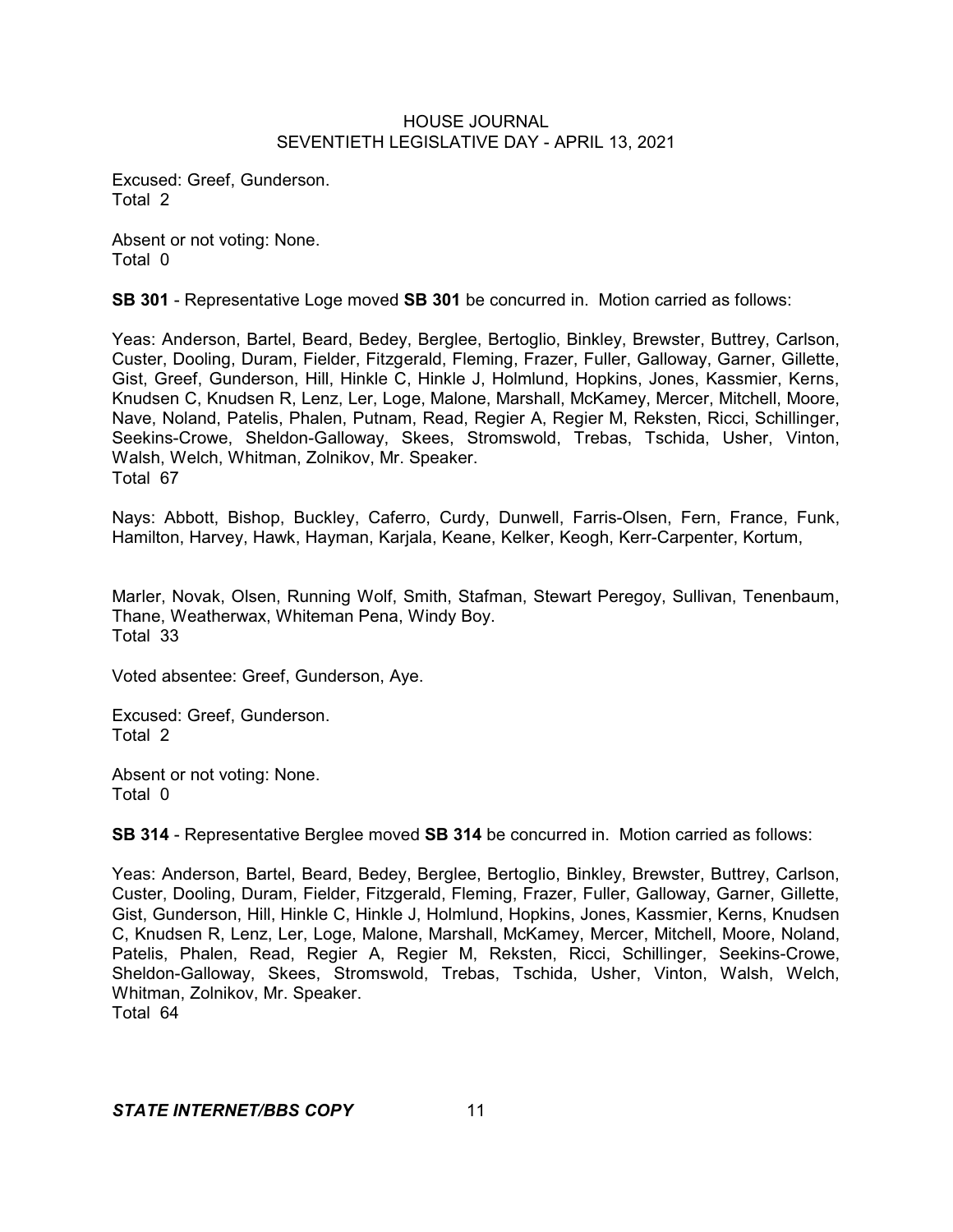Excused: Greef, Gunderson.
Total 2

Absent or not voting: None.
Total 0

**SB 301** - Representative Loge moved **SB 301** be concurred in. Motion carried as follows:

Yeas: Anderson, Bartel, Beard, Bedey, Berglee, Bertoglio, Binkley, Brewster, Buttrey, Carlson, Custer, Dooling, Duram, Fielder, Fitzgerald, Fleming, Frazer, Fuller, Galloway, Garner, Gillette, Gist, Greef, Gunderson, Hill, Hinkle C, Hinkle J, Holmlund, Hopkins, Jones, Kassmier, Kerns, Knudsen C, Knudsen R, Lenz, Ler, Loge, Malone, Marshall, McKamey, Mercer, Mitchell, Moore, Nave, Noland, Patelis, Phalen, Putnam, Read, Regier A, Regier M, Reksten, Ricci, Schillinger, Seekins-Crowe, Sheldon-Galloway, Skees, Stromswold, Trebas, Tschida, Usher, Vinton, Walsh, Welch, Whitman, Zolnikov, Mr. Speaker.
Total 67

Nays: Abbott, Bishop, Buckley, Caferro, Curdy, Dunwell, Farris-Olsen, Fern, France, Funk, Hamilton, Harvey, Hawk, Hayman, Karjala, Keane, Kelker, Keogh, Kerr-Carpenter, Kortum, Marler, Novak, Olsen, Running Wolf, Smith, Stafman, Stewart Peregoy, Sullivan, Tenenbaum, Thane, Weatherwax, Whiteman Pena, Windy Boy.
Total 33

Voted absentee: Greef, Gunderson, Aye.

Excused: Greef, Gunderson.
Total 2

Absent or not voting: None.
Total 0

**SB 314** - Representative Berglee moved **SB 314** be concurred in. Motion carried as follows:

Yeas: Anderson, Bartel, Beard, Bedey, Berglee, Bertoglio, Binkley, Brewster, Buttrey, Carlson, Custer, Dooling, Duram, Fielder, Fitzgerald, Fleming, Frazer, Fuller, Galloway, Garner, Gillette, Gist, Gunderson, Hill, Hinkle C, Hinkle J, Holmlund, Hopkins, Jones, Kassmier, Kerns, Knudsen C, Knudsen R, Lenz, Ler, Loge, Malone, Marshall, McKamey, Mercer, Mitchell, Moore, Noland, Patelis, Phalen, Read, Regier A, Regier M, Reksten, Ricci, Schillinger, Seekins-Crowe, Sheldon-Galloway, Skees, Stromswold, Trebas, Tschida, Usher, Vinton, Walsh, Welch, Whitman, Zolnikov, Mr. Speaker.
Total 64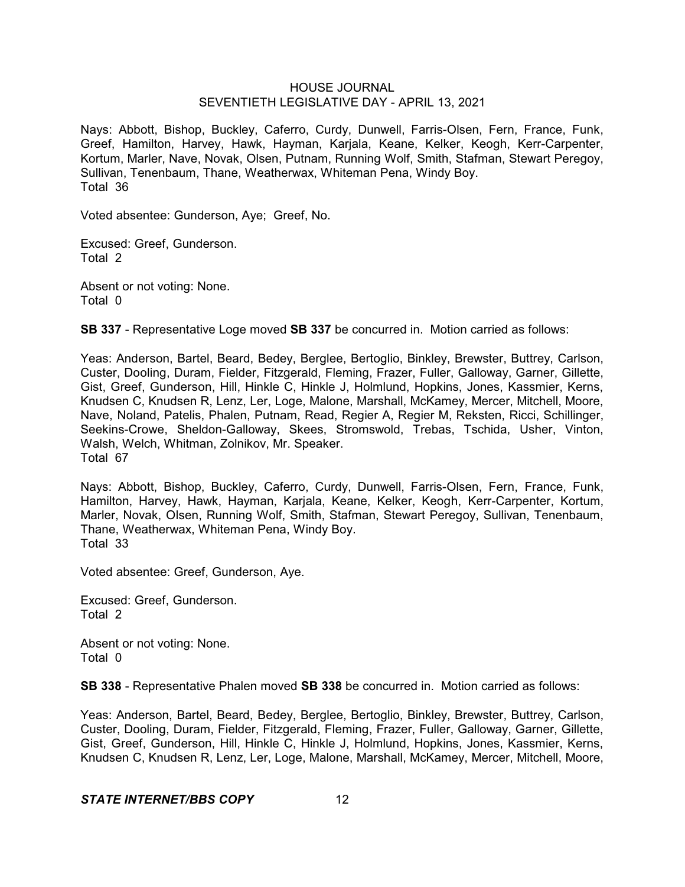Nays: Abbott, Bishop, Buckley, Caferro, Curdy, Dunwell, Farris-Olsen, Fern, France, Funk, Greef, Hamilton, Harvey, Hawk, Hayman, Karjala, Keane, Kelker, Keogh, Kerr-Carpenter, Kortum, Marler, Nave, Novak, Olsen, Putnam, Running Wolf, Smith, Stafman, Stewart Peregoy, Sullivan, Tenenbaum, Thane, Weatherwax, Whiteman Pena, Windy Boy.
Total 36

Voted absentee: Gunderson, Aye; Greef, No.

Excused: Greef, Gunderson.
Total 2

Absent or not voting: None.
Total 0

**SB 337** - Representative Loge moved **SB 337** be concurred in. Motion carried as follows:

Yeas: Anderson, Bartel, Beard, Bedey, Berglee, Bertoglio, Binkley, Brewster, Buttrey, Carlson, Custer, Dooling, Duram, Fielder, Fitzgerald, Fleming, Frazer, Fuller, Galloway, Garner, Gillette, Gist, Greef, Gunderson, Hill, Hinkle C, Hinkle J, Holmlund, Hopkins, Jones, Kassmier, Kerns, Knudsen C, Knudsen R, Lenz, Ler, Loge, Malone, Marshall, McKamey, Mercer, Mitchell, Moore, Nave, Noland, Patelis, Phalen, Putnam, Read, Regier A, Regier M, Reksten, Ricci, Schillinger, Seekins-Crowe, Sheldon-Galloway, Skees, Stromswold, Trebas, Tschida, Usher, Vinton, Walsh, Welch, Whitman, Zolnikov, Mr. Speaker.
Total 67

Nays: Abbott, Bishop, Buckley, Caferro, Curdy, Dunwell, Farris-Olsen, Fern, France, Funk, Hamilton, Harvey, Hawk, Hayman, Karjala, Keane, Kelker, Keogh, Kerr-Carpenter, Kortum, Marler, Novak, Olsen, Running Wolf, Smith, Stafman, Stewart Peregoy, Sullivan, Tenenbaum, Thane, Weatherwax, Whiteman Pena, Windy Boy.
Total 33

Voted absentee: Greef, Gunderson, Aye.

Excused: Greef, Gunderson.
Total 2

Absent or not voting: None.
Total 0

**SB 338** - Representative Phalen moved **SB 338** be concurred in. Motion carried as follows:

Yeas: Anderson, Bartel, Beard, Bedey, Berglee, Bertoglio, Binkley, Brewster, Buttrey, Carlson, Custer, Dooling, Duram, Fielder, Fitzgerald, Fleming, Frazer, Fuller, Galloway, Garner, Gillette, Gist, Greef, Gunderson, Hill, Hinkle C, Hinkle J, Holmlund, Hopkins, Jones, Kassmier, Kerns, Knudsen C, Knudsen R, Lenz, Ler, Loge, Malone, Marshall, McKamey, Mercer, Mitchell, Moore,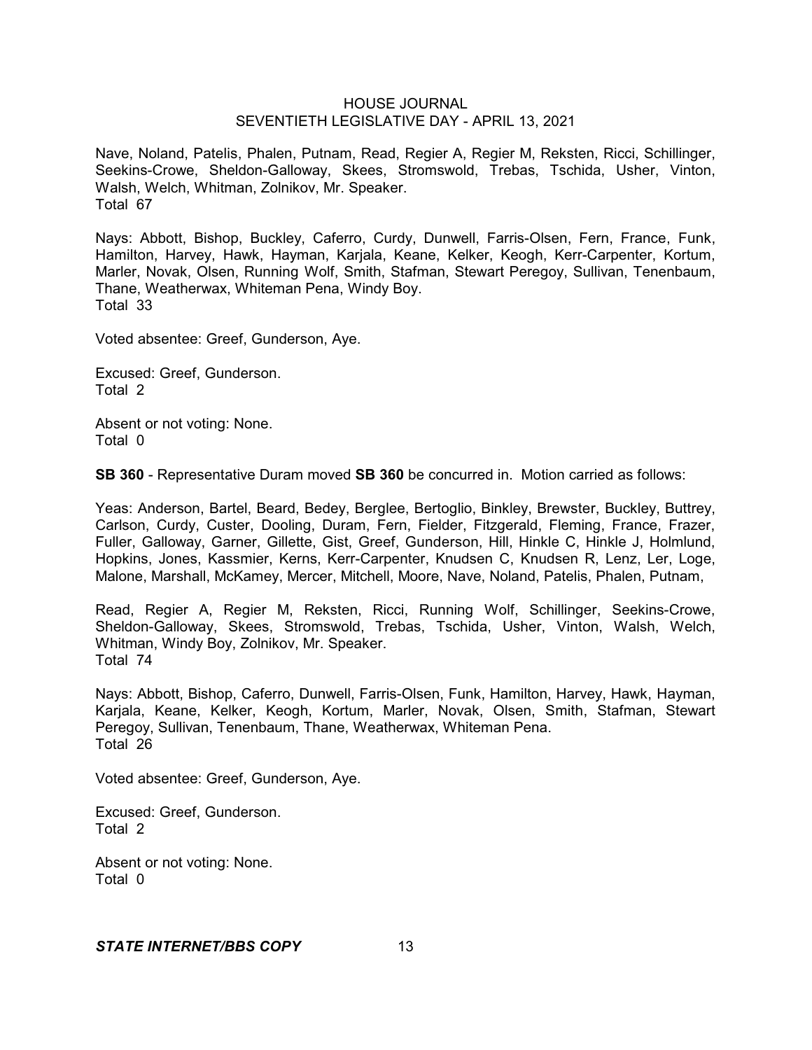Nave, Noland, Patelis, Phalen, Putnam, Read, Regier A, Regier M, Reksten, Ricci, Schillinger, Seekins-Crowe, Sheldon-Galloway, Skees, Stromswold, Trebas, Tschida, Usher, Vinton, Walsh, Welch, Whitman, Zolnikov, Mr. Speaker.
Total 67

Nays: Abbott, Bishop, Buckley, Caferro, Curdy, Dunwell, Farris-Olsen, Fern, France, Funk, Hamilton, Harvey, Hawk, Hayman, Karjala, Keane, Kelker, Keogh, Kerr-Carpenter, Kortum, Marler, Novak, Olsen, Running Wolf, Smith, Stafman, Stewart Peregoy, Sullivan, Tenenbaum, Thane, Weatherwax, Whiteman Pena, Windy Boy.
Total 33

Voted absentee: Greef, Gunderson, Aye.

Excused: Greef, Gunderson.
Total 2

Absent or not voting: None.
Total 0

**SB 360** - Representative Duram moved **SB 360** be concurred in. Motion carried as follows:

Yeas: Anderson, Bartel, Beard, Bedey, Berglee, Bertoglio, Binkley, Brewster, Buckley, Buttrey, Carlson, Curdy, Custer, Dooling, Duram, Fern, Fielder, Fitzgerald, Fleming, France, Frazer, Fuller, Galloway, Garner, Gillette, Gist, Greef, Gunderson, Hill, Hinkle C, Hinkle J, Holmlund, Hopkins, Jones, Kassmier, Kerns, Kerr-Carpenter, Knudsen C, Knudsen R, Lenz, Ler, Loge, Malone, Marshall, McKamey, Mercer, Mitchell, Moore, Nave, Noland, Patelis, Phalen, Putnam, Read, Regier A, Regier M, Reksten, Ricci, Running Wolf, Schillinger, Seekins-Crowe, Sheldon-Galloway, Skees, Stromswold, Trebas, Tschida, Usher, Vinton, Walsh, Welch, Whitman, Windy Boy, Zolnikov, Mr. Speaker.
Total 74

Nays: Abbott, Bishop, Caferro, Dunwell, Farris-Olsen, Funk, Hamilton, Harvey, Hawk, Hayman, Karjala, Keane, Kelker, Keogh, Kortum, Marler, Novak, Olsen, Smith, Stafman, Stewart Peregoy, Sullivan, Tenenbaum, Thane, Weatherwax, Whiteman Pena.
Total 26

Voted absentee: Greef, Gunderson, Aye.

Excused: Greef, Gunderson.
Total 2

Absent or not voting: None.
Total 0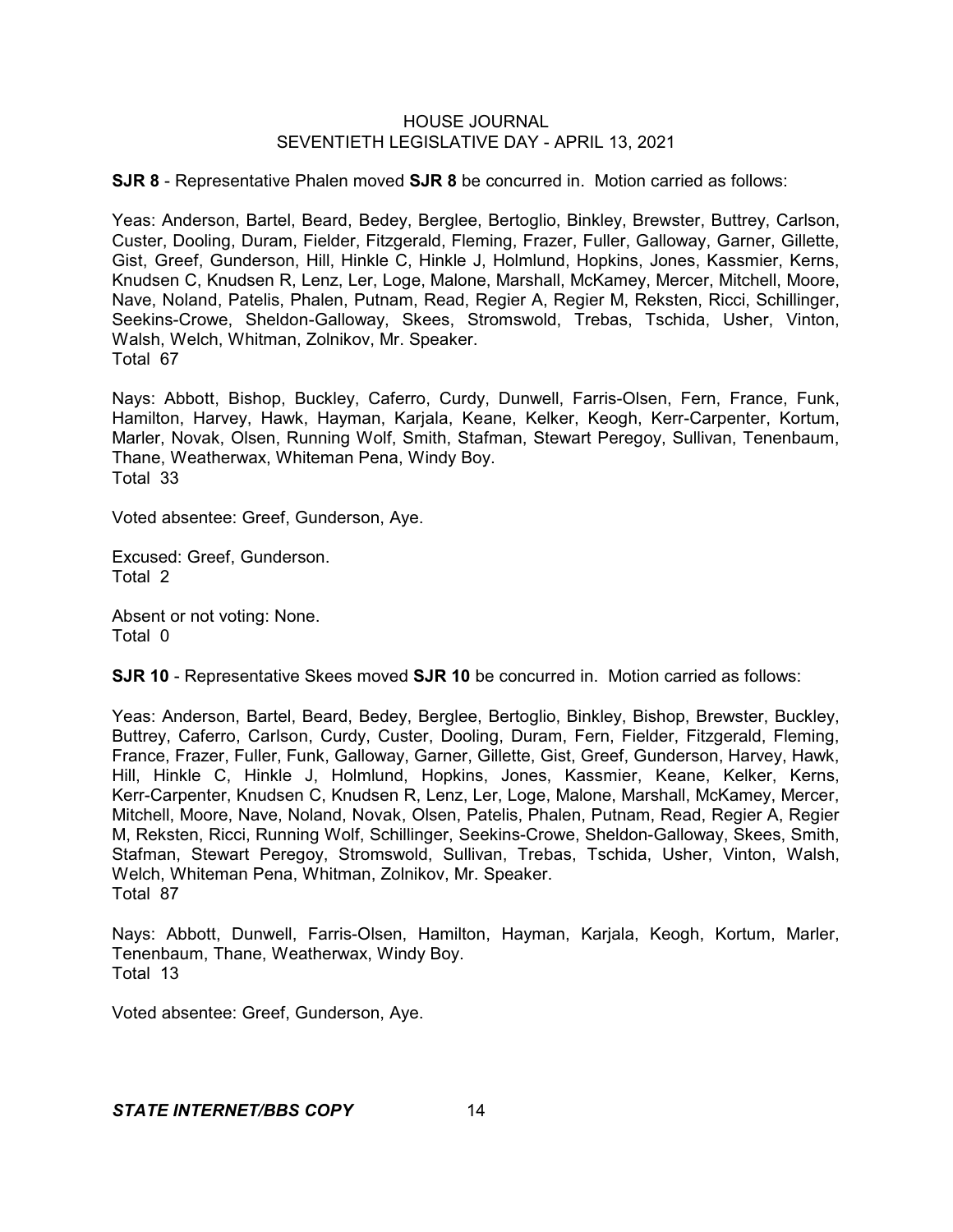**SJR 8** - Representative Phalen moved **SJR 8** be concurred in. Motion carried as follows:

Yeas: Anderson, Bartel, Beard, Bedey, Berglee, Bertoglio, Binkley, Brewster, Buttrey, Carlson, Custer, Dooling, Duram, Fielder, Fitzgerald, Fleming, Frazer, Fuller, Galloway, Garner, Gillette, Gist, Greef, Gunderson, Hill, Hinkle C, Hinkle J, Holmlund, Hopkins, Jones, Kassmier, Kerns, Knudsen C, Knudsen R, Lenz, Ler, Loge, Malone, Marshall, McKamey, Mercer, Mitchell, Moore, Nave, Noland, Patelis, Phalen, Putnam, Read, Regier A, Regier M, Reksten, Ricci, Schillinger, Seekins-Crowe, Sheldon-Galloway, Skees, Stromswold, Trebas, Tschida, Usher, Vinton, Walsh, Welch, Whitman, Zolnikov, Mr. Speaker.
Total 67

Nays: Abbott, Bishop, Buckley, Caferro, Curdy, Dunwell, Farris-Olsen, Fern, France, Funk, Hamilton, Harvey, Hawk, Hayman, Karjala, Keane, Kelker, Keogh, Kerr-Carpenter, Kortum, Marler, Novak, Olsen, Running Wolf, Smith, Stafman, Stewart Peregoy, Sullivan, Tenenbaum, Thane, Weatherwax, Whiteman Pena, Windy Boy.
Total 33

Voted absentee: Greef, Gunderson, Aye.

Excused: Greef, Gunderson.
Total 2

Absent or not voting: None.
Total 0

**SJR 10** - Representative Skees moved **SJR 10** be concurred in. Motion carried as follows:

Yeas: Anderson, Bartel, Beard, Bedey, Berglee, Bertoglio, Binkley, Bishop, Brewster, Buckley, Buttrey, Caferro, Carlson, Curdy, Custer, Dooling, Duram, Fern, Fielder, Fitzgerald, Fleming, France, Frazer, Fuller, Funk, Galloway, Garner, Gillette, Gist, Greef, Gunderson, Harvey, Hawk, Hill, Hinkle C, Hinkle J, Holmlund, Hopkins, Jones, Kassmier, Keane, Kelker, Kerns, Kerr-Carpenter, Knudsen C, Knudsen R, Lenz, Ler, Loge, Malone, Marshall, McKamey, Mercer, Mitchell, Moore, Nave, Noland, Novak, Olsen, Patelis, Phalen, Putnam, Read, Regier A, Regier M, Reksten, Ricci, Running Wolf, Schillinger, Seekins-Crowe, Sheldon-Galloway, Skees, Smith, Stafman, Stewart Peregoy, Stromswold, Sullivan, Trebas, Tschida, Usher, Vinton, Walsh, Welch, Whiteman Pena, Whitman, Zolnikov, Mr. Speaker.
Total 87

Nays: Abbott, Dunwell, Farris-Olsen, Hamilton, Hayman, Karjala, Keogh, Kortum, Marler, Tenenbaum, Thane, Weatherwax, Windy Boy.
Total 13

Voted absentee: Greef, Gunderson, Aye.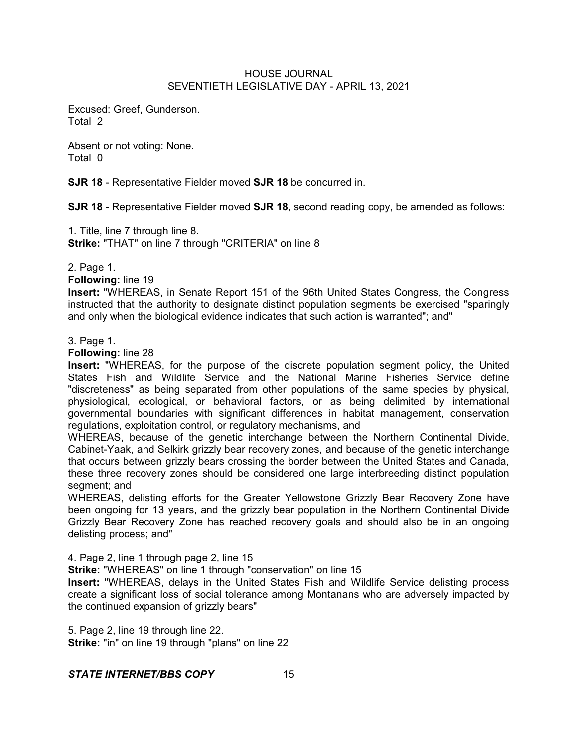Excused: Greef, Gunderson.
Total 2

Absent or not voting: None.
Total 0

**SJR 18** - Representative Fielder moved **SJR 18** be concurred in.

**SJR 18** - Representative Fielder moved **SJR 18**, second reading copy, be amended as follows:

1. Title, line 7 through line 8.
**Strike:** "THAT" on line 7 through "CRITERIA" on line 8

2. Page 1.
**Following:** line 19
**Insert:** "WHEREAS, in Senate Report 151 of the 96th United States Congress, the Congress instructed that the authority to designate distinct population segments be exercised "sparingly and only when the biological evidence indicates that such action is warranted"; and"

3. Page 1.
**Following:** line 28
**Insert:** "WHEREAS, for the purpose of the discrete population segment policy, the United States Fish and Wildlife Service and the National Marine Fisheries Service define "discreteness" as being separated from other populations of the same species by physical, physiological, ecological, or behavioral factors, or as being delimited by international governmental boundaries with significant differences in habitat management, conservation regulations, exploitation control, or regulatory mechanisms, and
WHEREAS, because of the genetic interchange between the Northern Continental Divide, Cabinet-Yaak, and Selkirk grizzly bear recovery zones, and because of the genetic interchange that occurs between grizzly bears crossing the border between the United States and Canada, these three recovery zones should be considered one large interbreeding distinct population segment; and
WHEREAS, delisting efforts for the Greater Yellowstone Grizzly Bear Recovery Zone have been ongoing for 13 years, and the grizzly bear population in the Northern Continental Divide Grizzly Bear Recovery Zone has reached recovery goals and should also be in an ongoing delisting process; and"

4. Page 2, line 1 through page 2, line 15
**Strike:** "WHEREAS" on line 1 through "conservation" on line 15
**Insert:** "WHEREAS, delays in the United States Fish and Wildlife Service delisting process create a significant loss of social tolerance among Montanans who are adversely impacted by the continued expansion of grizzly bears"

5. Page 2, line 19 through line 22.
**Strike:** "in" on line 19 through "plans" on line 22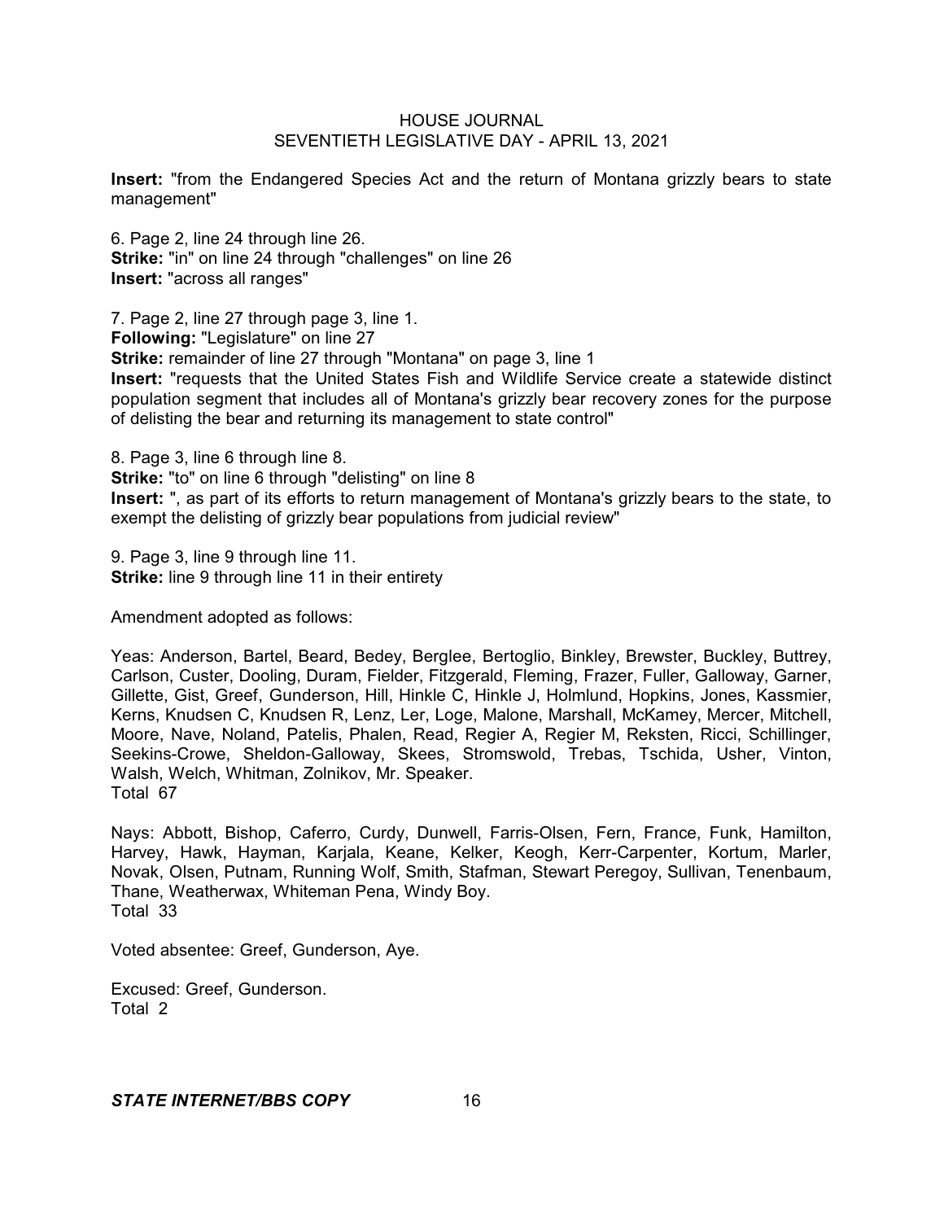**Insert:** "from the Endangered Species Act and the return of Montana grizzly bears to state management"

6. Page 2, line 24 through line 26.
**Strike:** "in" on line 24 through "challenges" on line 26
**Insert:** "across all ranges"

7. Page 2, line 27 through page 3, line 1.
**Following:** "Legislature" on line 27
**Strike:** remainder of line 27 through "Montana" on page 3, line 1
**Insert:** "requests that the United States Fish and Wildlife Service create a statewide distinct population segment that includes all of Montana's grizzly bear recovery zones for the purpose of delisting the bear and returning its management to state control"

8. Page 3, line 6 through line 8.
**Strike:** "to" on line 6 through "delisting" on line 8
**Insert:** ", as part of its efforts to return management of Montana's grizzly bears to the state, to exempt the delisting of grizzly bear populations from judicial review"

9. Page 3, line 9 through line 11.
**Strike:** line 9 through line 11 in their entirety

Amendment adopted as follows:

Yeas: Anderson, Bartel, Beard, Bedey, Berglee, Bertoglio, Binkley, Brewster, Buckley, Buttrey, Carlson, Custer, Dooling, Duram, Fielder, Fitzgerald, Fleming, Frazer, Fuller, Galloway, Garner, Gillette, Gist, Greef, Gunderson, Hill, Hinkle C, Hinkle J, Holmlund, Hopkins, Jones, Kassmier, Kerns, Knudsen C, Knudsen R, Lenz, Ler, Loge, Malone, Marshall, McKamey, Mercer, Mitchell, Moore, Nave, Noland, Patelis, Phalen, Read, Regier A, Regier M, Reksten, Ricci, Schillinger, Seekins-Crowe, Sheldon-Galloway, Skees, Stromswold, Trebas, Tschida, Usher, Vinton, Walsh, Welch, Whitman, Zolnikov, Mr. Speaker.
Total 67

Nays: Abbott, Bishop, Caferro, Curdy, Dunwell, Farris-Olsen, Fern, France, Funk, Hamilton, Harvey, Hawk, Hayman, Karjala, Keane, Kelker, Keogh, Kerr-Carpenter, Kortum, Marler, Novak, Olsen, Putnam, Running Wolf, Smith, Stafman, Stewart Peregoy, Sullivan, Tenenbaum, Thane, Weatherwax, Whiteman Pena, Windy Boy.
Total 33

Voted absentee: Greef, Gunderson, Aye.

Excused: Greef, Gunderson.
Total 2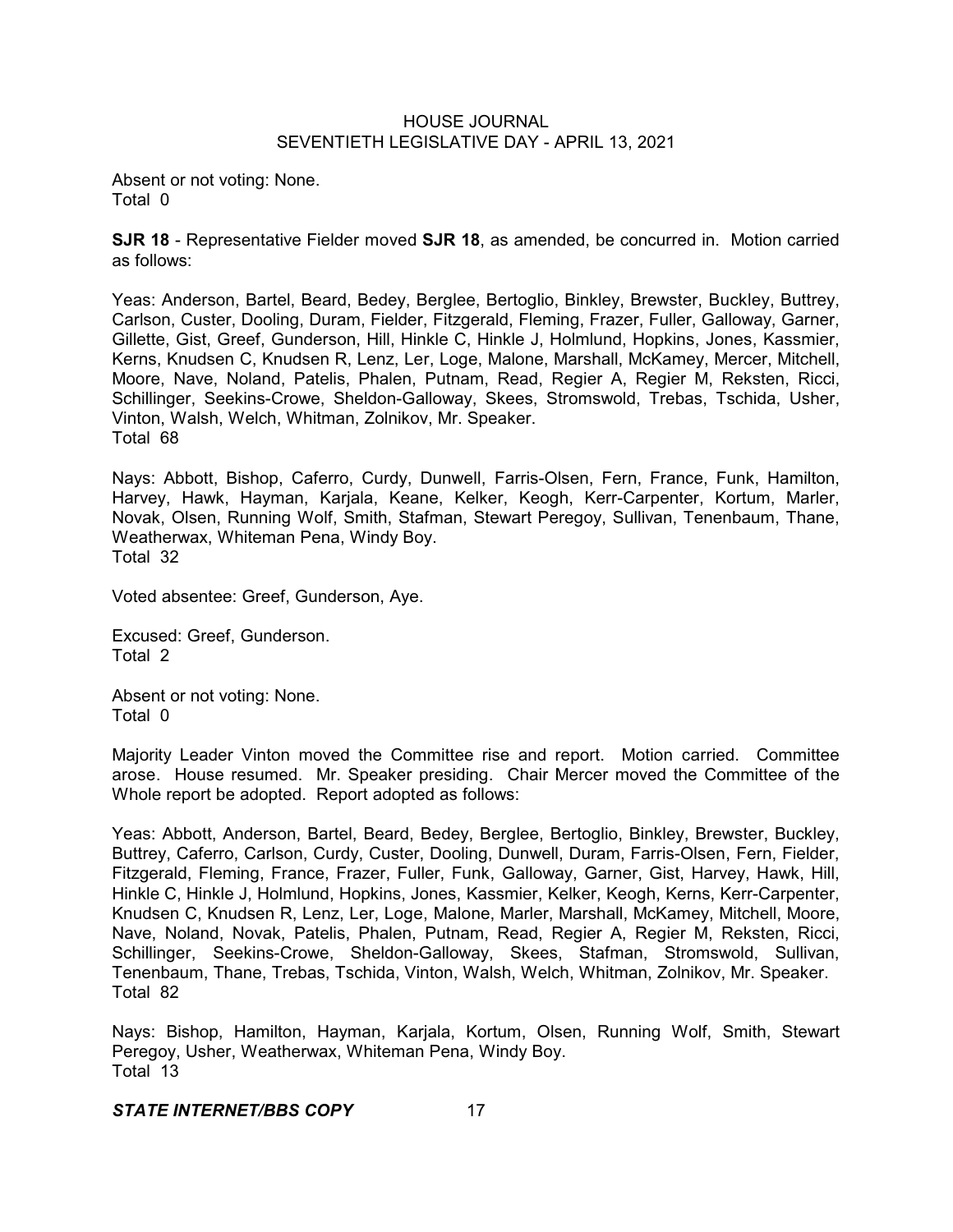Absent or not voting: None.
Total 0

**SJR 18** - Representative Fielder moved **SJR 18**, as amended, be concurred in. Motion carried as follows:

Yeas: Anderson, Bartel, Beard, Bedey, Berglee, Bertoglio, Binkley, Brewster, Buckley, Buttrey, Carlson, Custer, Dooling, Duram, Fielder, Fitzgerald, Fleming, Frazer, Fuller, Galloway, Garner, Gillette, Gist, Greef, Gunderson, Hill, Hinkle C, Hinkle J, Holmlund, Hopkins, Jones, Kassmier, Kerns, Knudsen C, Knudsen R, Lenz, Ler, Loge, Malone, Marshall, McKamey, Mercer, Mitchell, Moore, Nave, Noland, Patelis, Phalen, Putnam, Read, Regier A, Regier M, Reksten, Ricci, Schillinger, Seekins-Crowe, Sheldon-Galloway, Skees, Stromswold, Trebas, Tschida, Usher, Vinton, Walsh, Welch, Whitman, Zolnikov, Mr. Speaker.
Total 68

Nays: Abbott, Bishop, Caferro, Curdy, Dunwell, Farris-Olsen, Fern, France, Funk, Hamilton, Harvey, Hawk, Hayman, Karjala, Keane, Kelker, Keogh, Kerr-Carpenter, Kortum, Marler, Novak, Olsen, Running Wolf, Smith, Stafman, Stewart Peregoy, Sullivan, Tenenbaum, Thane, Weatherwax, Whiteman Pena, Windy Boy.
Total 32

Voted absentee: Greef, Gunderson, Aye.

Excused: Greef, Gunderson.
Total 2

Absent or not voting: None.
Total 0

Majority Leader Vinton moved the Committee rise and report. Motion carried. Committee arose. House resumed. Mr. Speaker presiding. Chair Mercer moved the Committee of the Whole report be adopted. Report adopted as follows:

Yeas: Abbott, Anderson, Bartel, Beard, Bedey, Berglee, Bertoglio, Binkley, Brewster, Buckley, Buttrey, Caferro, Carlson, Curdy, Custer, Dooling, Dunwell, Duram, Farris-Olsen, Fern, Fielder, Fitzgerald, Fleming, France, Frazer, Fuller, Funk, Galloway, Garner, Gist, Harvey, Hawk, Hill, Hinkle C, Hinkle J, Holmlund, Hopkins, Jones, Kassmier, Kelker, Keogh, Kerns, Kerr-Carpenter, Knudsen C, Knudsen R, Lenz, Ler, Loge, Malone, Marler, Marshall, McKamey, Mitchell, Moore, Nave, Noland, Novak, Patelis, Phalen, Putnam, Read, Regier A, Regier M, Reksten, Ricci, Schillinger, Seekins-Crowe, Sheldon-Galloway, Skees, Stafman, Stromswold, Sullivan, Tenenbaum, Thane, Trebas, Tschida, Vinton, Walsh, Welch, Whitman, Zolnikov, Mr. Speaker.
Total 82

Nays: Bishop, Hamilton, Hayman, Karjala, Kortum, Olsen, Running Wolf, Smith, Stewart Peregoy, Usher, Weatherwax, Whiteman Pena, Windy Boy.
Total 13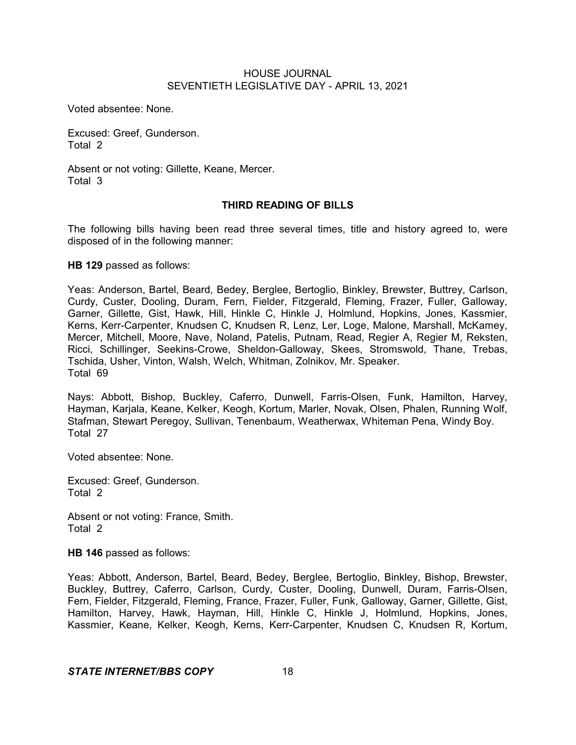Voted absentee: None.

Excused: Greef, Gunderson.
Total 2

Absent or not voting: Gillette, Keane, Mercer.
Total 3

## THIRD READING OF BILLS

The following bills having been read three several times, title and history agreed to, were disposed of in the following manner:

**HB 129** passed as follows:

Yeas: Anderson, Bartel, Beard, Bedey, Berglee, Bertoglio, Binkley, Brewster, Buttrey, Carlson, Curdy, Custer, Dooling, Duram, Fern, Fielder, Fitzgerald, Fleming, Frazer, Fuller, Galloway, Garner, Gillette, Gist, Hawk, Hill, Hinkle C, Hinkle J, Holmlund, Hopkins, Jones, Kassmier, Kerns, Kerr-Carpenter, Knudsen C, Knudsen R, Lenz, Ler, Loge, Malone, Marshall, McKamey, Mercer, Mitchell, Moore, Nave, Noland, Patelis, Putnam, Read, Regier A, Regier M, Reksten, Ricci, Schillinger, Seekins-Crowe, Sheldon-Galloway, Skees, Stromswold, Thane, Trebas, Tschida, Usher, Vinton, Walsh, Welch, Whitman, Zolnikov, Mr. Speaker.
Total 69

Nays: Abbott, Bishop, Buckley, Caferro, Dunwell, Farris-Olsen, Funk, Hamilton, Harvey, Hayman, Karjala, Keane, Kelker, Keogh, Kortum, Marler, Novak, Olsen, Phalen, Running Wolf, Stafman, Stewart Peregoy, Sullivan, Tenenbaum, Weatherwax, Whiteman Pena, Windy Boy.
Total 27

Voted absentee: None.

Excused: Greef, Gunderson.
Total 2

Absent or not voting: France, Smith.
Total 2

**HB 146** passed as follows:

Yeas: Abbott, Anderson, Bartel, Beard, Bedey, Berglee, Bertoglio, Binkley, Bishop, Brewster, Buckley, Buttrey, Caferro, Carlson, Curdy, Custer, Dooling, Dunwell, Duram, Farris-Olsen, Fern, Fielder, Fitzgerald, Fleming, France, Frazer, Fuller, Funk, Galloway, Garner, Gillette, Gist, Hamilton, Harvey, Hawk, Hayman, Hill, Hinkle C, Hinkle J, Holmlund, Hopkins, Jones, Kassmier, Keane, Kelker, Keogh, Kerns, Kerr-Carpenter, Knudsen C, Knudsen R, Kortum,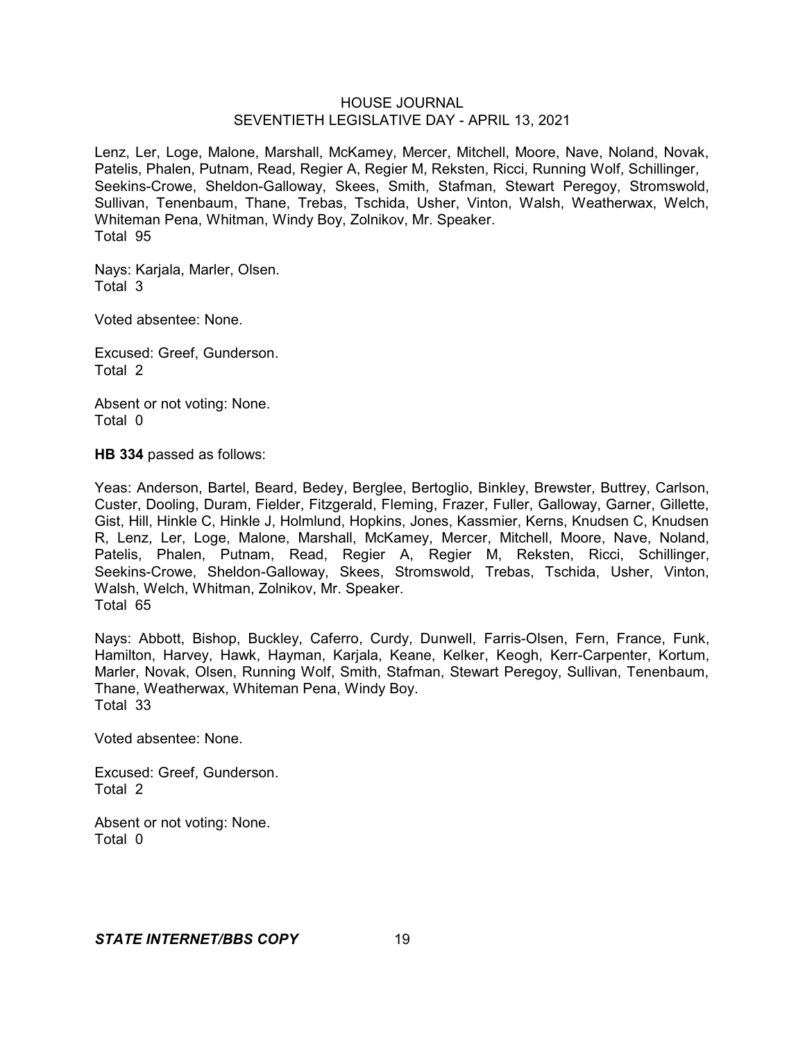Lenz, Ler, Loge, Malone, Marshall, McKamey, Mercer, Mitchell, Moore, Nave, Noland, Novak, Patelis, Phalen, Putnam, Read, Regier A, Regier M, Reksten, Ricci, Running Wolf, Schillinger, Seekins-Crowe, Sheldon-Galloway, Skees, Smith, Stafman, Stewart Peregoy, Stromswold, Sullivan, Tenenbaum, Thane, Trebas, Tschida, Usher, Vinton, Walsh, Weatherwax, Welch, Whiteman Pena, Whitman, Windy Boy, Zolnikov, Mr. Speaker.
Total 95

Nays: Karjala, Marler, Olsen.
Total 3

Voted absentee: None.

Excused: Greef, Gunderson.
Total 2

Absent or not voting: None.
Total 0

**HB 334** passed as follows:

Yeas: Anderson, Bartel, Beard, Bedey, Berglee, Bertoglio, Binkley, Brewster, Buttrey, Carlson, Custer, Dooling, Duram, Fielder, Fitzgerald, Fleming, Frazer, Fuller, Galloway, Garner, Gillette, Gist, Hill, Hinkle C, Hinkle J, Holmlund, Hopkins, Jones, Kassmier, Kerns, Knudsen C, Knudsen R, Lenz, Ler, Loge, Malone, Marshall, McKamey, Mercer, Mitchell, Moore, Nave, Noland, Patelis, Phalen, Putnam, Read, Regier A, Regier M, Reksten, Ricci, Schillinger, Seekins-Crowe, Sheldon-Galloway, Skees, Stromswold, Trebas, Tschida, Usher, Vinton, Walsh, Welch, Whitman, Zolnikov, Mr. Speaker.
Total 65

Nays: Abbott, Bishop, Buckley, Caferro, Curdy, Dunwell, Farris-Olsen, Fern, France, Funk, Hamilton, Harvey, Hawk, Hayman, Karjala, Keane, Kelker, Keogh, Kerr-Carpenter, Kortum, Marler, Novak, Olsen, Running Wolf, Smith, Stafman, Stewart Peregoy, Sullivan, Tenenbaum, Thane, Weatherwax, Whiteman Pena, Windy Boy.
Total 33

Voted absentee: None.

Excused: Greef, Gunderson.
Total 2

Absent or not voting: None.
Total 0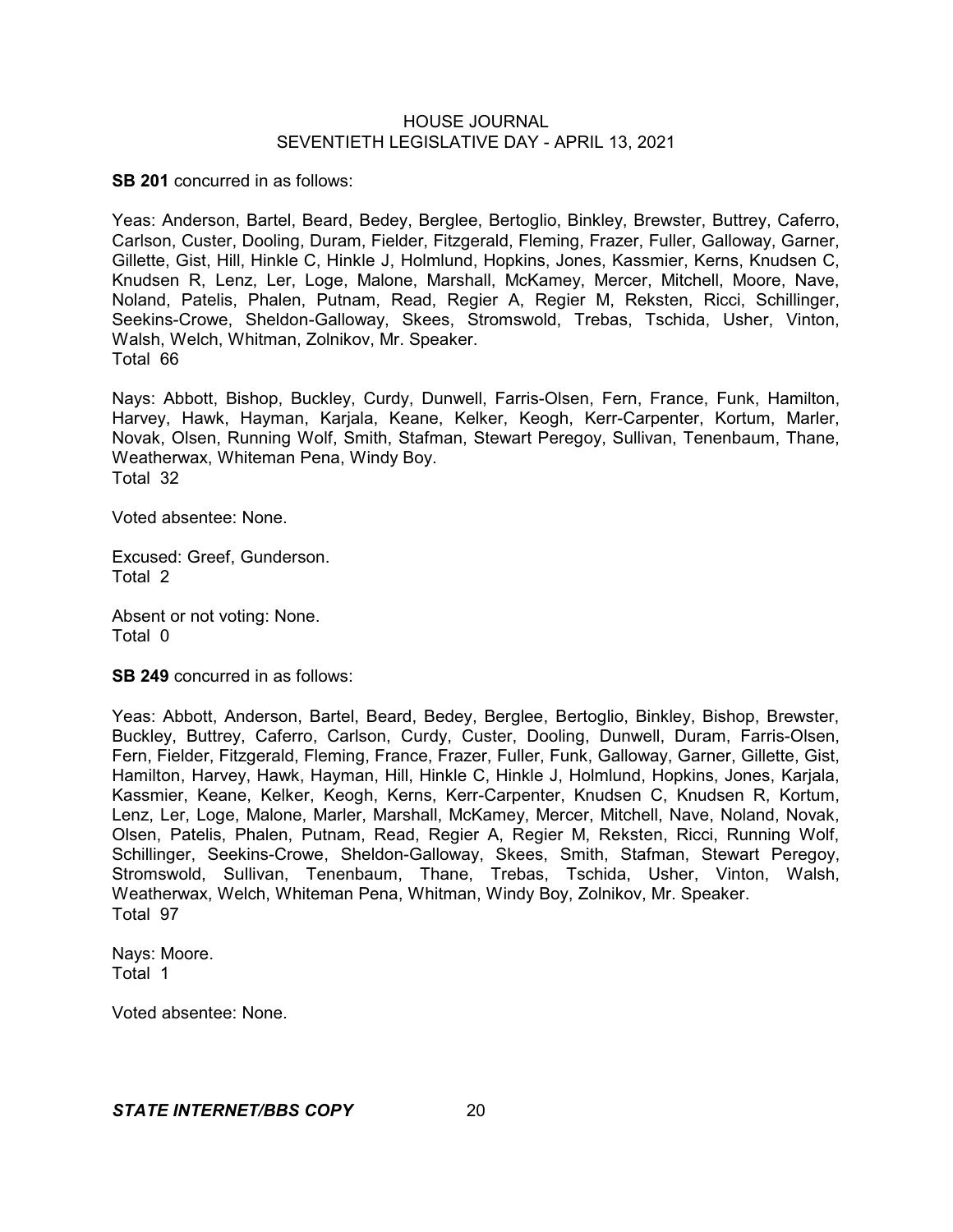**SB 201** concurred in as follows:

Yeas: Anderson, Bartel, Beard, Bedey, Berglee, Bertoglio, Binkley, Brewster, Buttrey, Caferro, Carlson, Custer, Dooling, Duram, Fielder, Fitzgerald, Fleming, Frazer, Fuller, Galloway, Garner, Gillette, Gist, Hill, Hinkle C, Hinkle J, Holmlund, Hopkins, Jones, Kassmier, Kerns, Knudsen C, Knudsen R, Lenz, Ler, Loge, Malone, Marshall, McKamey, Mercer, Mitchell, Moore, Nave, Noland, Patelis, Phalen, Putnam, Read, Regier A, Regier M, Reksten, Ricci, Schillinger, Seekins-Crowe, Sheldon-Galloway, Skees, Stromswold, Trebas, Tschida, Usher, Vinton, Walsh, Welch, Whitman, Zolnikov, Mr. Speaker.
Total 66

Nays: Abbott, Bishop, Buckley, Curdy, Dunwell, Farris-Olsen, Fern, France, Funk, Hamilton, Harvey, Hawk, Hayman, Karjala, Keane, Kelker, Keogh, Kerr-Carpenter, Kortum, Marler, Novak, Olsen, Running Wolf, Smith, Stafman, Stewart Peregoy, Sullivan, Tenenbaum, Thane, Weatherwax, Whiteman Pena, Windy Boy.
Total 32

Voted absentee: None.

Excused: Greef, Gunderson.
Total 2

Absent or not voting: None.
Total 0

**SB 249** concurred in as follows:

Yeas: Abbott, Anderson, Bartel, Beard, Bedey, Berglee, Bertoglio, Binkley, Bishop, Brewster, Buckley, Buttrey, Caferro, Carlson, Curdy, Custer, Dooling, Dunwell, Duram, Farris-Olsen, Fern, Fielder, Fitzgerald, Fleming, France, Frazer, Fuller, Funk, Galloway, Garner, Gillette, Gist, Hamilton, Harvey, Hawk, Hayman, Hill, Hinkle C, Hinkle J, Holmlund, Hopkins, Jones, Karjala, Kassmier, Keane, Kelker, Keogh, Kerns, Kerr-Carpenter, Knudsen C, Knudsen R, Kortum, Lenz, Ler, Loge, Malone, Marler, Marshall, McKamey, Mercer, Mitchell, Nave, Noland, Novak, Olsen, Patelis, Phalen, Putnam, Read, Regier A, Regier M, Reksten, Ricci, Running Wolf, Schillinger, Seekins-Crowe, Sheldon-Galloway, Skees, Smith, Stafman, Stewart Peregoy, Stromswold, Sullivan, Tenenbaum, Thane, Trebas, Tschida, Usher, Vinton, Walsh, Weatherwax, Welch, Whiteman Pena, Whitman, Windy Boy, Zolnikov, Mr. Speaker.
Total 97

Nays: Moore.
Total 1

Voted absentee: None.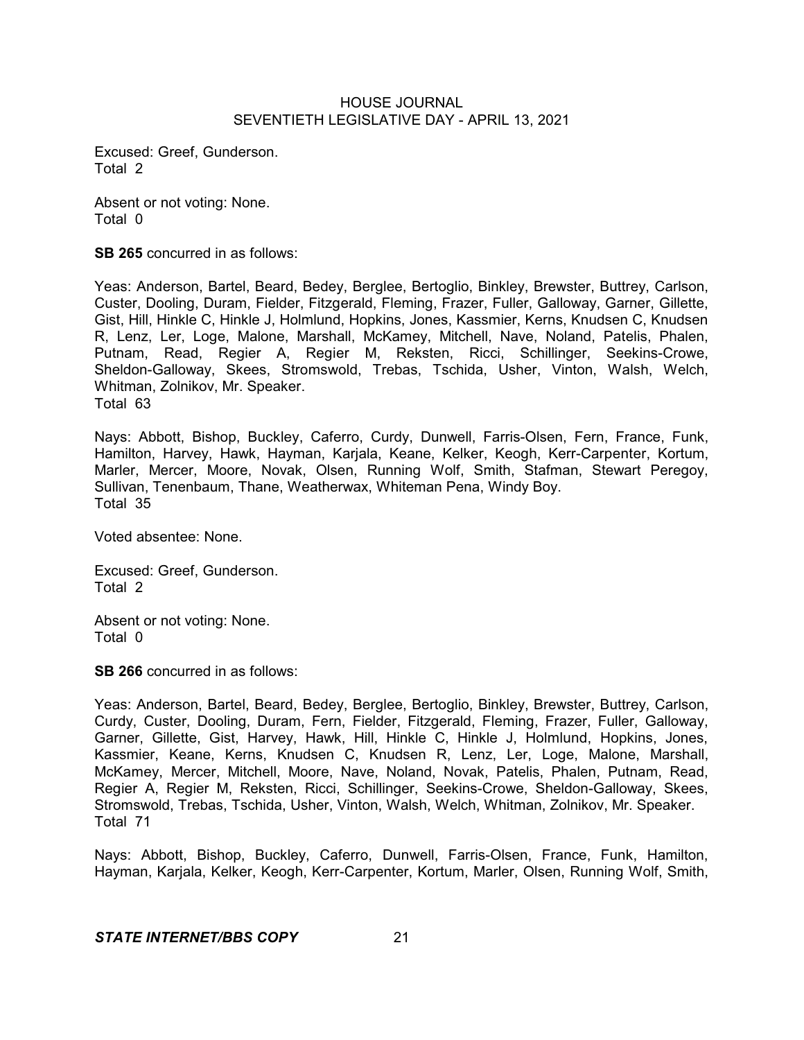Excused: Greef, Gunderson.
Total 2

Absent or not voting: None.
Total 0

**SB 265** concurred in as follows:

Yeas: Anderson, Bartel, Beard, Bedey, Berglee, Bertoglio, Binkley, Brewster, Buttrey, Carlson, Custer, Dooling, Duram, Fielder, Fitzgerald, Fleming, Frazer, Fuller, Galloway, Garner, Gillette, Gist, Hill, Hinkle C, Hinkle J, Holmlund, Hopkins, Jones, Kassmier, Kerns, Knudsen C, Knudsen R, Lenz, Ler, Loge, Malone, Marshall, McKamey, Mitchell, Nave, Noland, Patelis, Phalen, Putnam, Read, Regier A, Regier M, Reksten, Ricci, Schillinger, Seekins-Crowe, Sheldon-Galloway, Skees, Stromswold, Trebas, Tschida, Usher, Vinton, Walsh, Welch, Whitman, Zolnikov, Mr. Speaker.
Total 63

Nays: Abbott, Bishop, Buckley, Caferro, Curdy, Dunwell, Farris-Olsen, Fern, France, Funk, Hamilton, Harvey, Hawk, Hayman, Karjala, Keane, Kelker, Keogh, Kerr-Carpenter, Kortum, Marler, Mercer, Moore, Novak, Olsen, Running Wolf, Smith, Stafman, Stewart Peregoy, Sullivan, Tenenbaum, Thane, Weatherwax, Whiteman Pena, Windy Boy.
Total 35

Voted absentee: None.

Excused: Greef, Gunderson.
Total 2

Absent or not voting: None.
Total 0

**SB 266** concurred in as follows:

Yeas: Anderson, Bartel, Beard, Bedey, Berglee, Bertoglio, Binkley, Brewster, Buttrey, Carlson, Curdy, Custer, Dooling, Duram, Fern, Fielder, Fitzgerald, Fleming, Frazer, Fuller, Galloway, Garner, Gillette, Gist, Harvey, Hawk, Hill, Hinkle C, Hinkle J, Holmlund, Hopkins, Jones, Kassmier, Keane, Kerns, Knudsen C, Knudsen R, Lenz, Ler, Loge, Malone, Marshall, McKamey, Mercer, Mitchell, Moore, Nave, Noland, Novak, Patelis, Phalen, Putnam, Read, Regier A, Regier M, Reksten, Ricci, Schillinger, Seekins-Crowe, Sheldon-Galloway, Skees, Stromswold, Trebas, Tschida, Usher, Vinton, Walsh, Welch, Whitman, Zolnikov, Mr. Speaker.
Total 71

Nays: Abbott, Bishop, Buckley, Caferro, Dunwell, Farris-Olsen, France, Funk, Hamilton, Hayman, Karjala, Kelker, Keogh, Kerr-Carpenter, Kortum, Marler, Olsen, Running Wolf, Smith,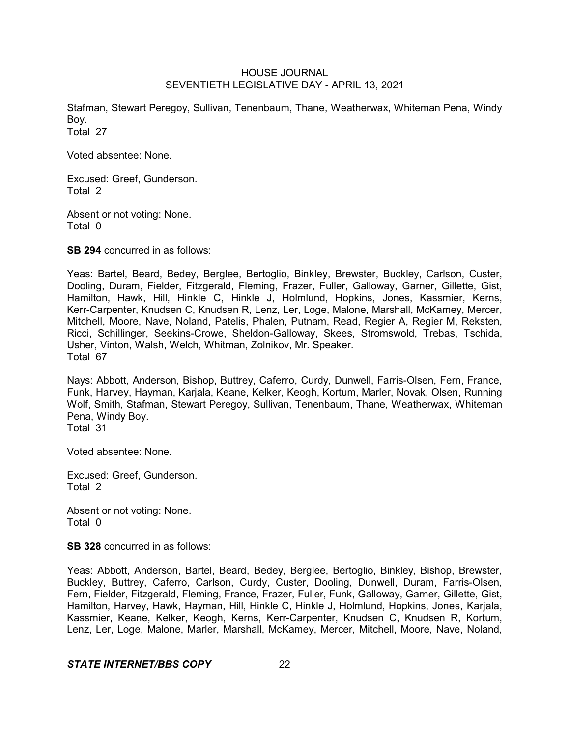Stafman, Stewart Peregoy, Sullivan, Tenenbaum, Thane, Weatherwax, Whiteman Pena, Windy Boy.
Total 27

Voted absentee: None.

Excused: Greef, Gunderson.
Total 2

Absent or not voting: None.
Total 0

**SB 294** concurred in as follows:

Yeas: Bartel, Beard, Bedey, Berglee, Bertoglio, Binkley, Brewster, Buckley, Carlson, Custer, Dooling, Duram, Fielder, Fitzgerald, Fleming, Frazer, Fuller, Galloway, Garner, Gillette, Gist, Hamilton, Hawk, Hill, Hinkle C, Hinkle J, Holmlund, Hopkins, Jones, Kassmier, Kerns, Kerr-Carpenter, Knudsen C, Knudsen R, Lenz, Ler, Loge, Malone, Marshall, McKamey, Mercer, Mitchell, Moore, Nave, Noland, Patelis, Phalen, Putnam, Read, Regier A, Regier M, Reksten, Ricci, Schillinger, Seekins-Crowe, Sheldon-Galloway, Skees, Stromswold, Trebas, Tschida, Usher, Vinton, Walsh, Welch, Whitman, Zolnikov, Mr. Speaker.
Total 67

Nays: Abbott, Anderson, Bishop, Buttrey, Caferro, Curdy, Dunwell, Farris-Olsen, Fern, France, Funk, Harvey, Hayman, Karjala, Keane, Kelker, Keogh, Kortum, Marler, Novak, Olsen, Running Wolf, Smith, Stafman, Stewart Peregoy, Sullivan, Tenenbaum, Thane, Weatherwax, Whiteman Pena, Windy Boy.
Total 31

Voted absentee: None.

Excused: Greef, Gunderson.
Total 2

Absent or not voting: None.
Total 0

**SB 328** concurred in as follows:

Yeas: Abbott, Anderson, Bartel, Beard, Bedey, Berglee, Bertoglio, Binkley, Bishop, Brewster, Buckley, Buttrey, Caferro, Carlson, Curdy, Custer, Dooling, Dunwell, Duram, Farris-Olsen, Fern, Fielder, Fitzgerald, Fleming, France, Frazer, Fuller, Funk, Galloway, Garner, Gillette, Gist, Hamilton, Harvey, Hawk, Hayman, Hill, Hinkle C, Hinkle J, Holmlund, Hopkins, Jones, Karjala, Kassmier, Keane, Kelker, Keogh, Kerns, Kerr-Carpenter, Knudsen C, Knudsen R, Kortum, Lenz, Ler, Loge, Malone, Marler, Marshall, McKamey, Mercer, Mitchell, Moore, Nave, Noland,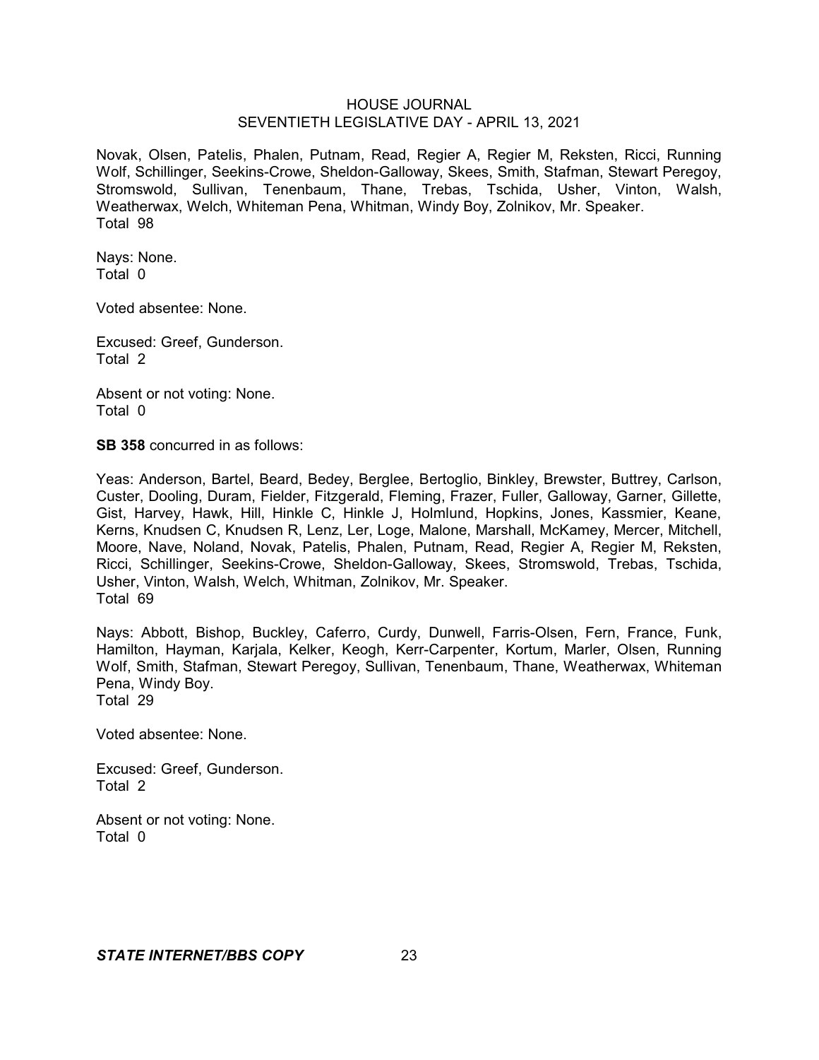Novak, Olsen, Patelis, Phalen, Putnam, Read, Regier A, Regier M, Reksten, Ricci, Running Wolf, Schillinger, Seekins-Crowe, Sheldon-Galloway, Skees, Smith, Stafman, Stewart Peregoy, Stromswold, Sullivan, Tenenbaum, Thane, Trebas, Tschida, Usher, Vinton, Walsh, Weatherwax, Welch, Whiteman Pena, Whitman, Windy Boy, Zolnikov, Mr. Speaker.
Total 98

Nays: None.
Total 0

Voted absentee: None.

Excused: Greef, Gunderson.
Total 2

Absent or not voting: None.
Total 0

**SB 358** concurred in as follows:

Yeas: Anderson, Bartel, Beard, Bedey, Berglee, Bertoglio, Binkley, Brewster, Buttrey, Carlson, Custer, Dooling, Duram, Fielder, Fitzgerald, Fleming, Frazer, Fuller, Galloway, Garner, Gillette, Gist, Harvey, Hawk, Hill, Hinkle C, Hinkle J, Holmlund, Hopkins, Jones, Kassmier, Keane, Kerns, Knudsen C, Knudsen R, Lenz, Ler, Loge, Malone, Marshall, McKamey, Mercer, Mitchell, Moore, Nave, Noland, Novak, Patelis, Phalen, Putnam, Read, Regier A, Regier M, Reksten, Ricci, Schillinger, Seekins-Crowe, Sheldon-Galloway, Skees, Stromswold, Trebas, Tschida, Usher, Vinton, Walsh, Welch, Whitman, Zolnikov, Mr. Speaker.
Total 69

Nays: Abbott, Bishop, Buckley, Caferro, Curdy, Dunwell, Farris-Olsen, Fern, France, Funk, Hamilton, Hayman, Karjala, Kelker, Keogh, Kerr-Carpenter, Kortum, Marler, Olsen, Running Wolf, Smith, Stafman, Stewart Peregoy, Sullivan, Tenenbaum, Thane, Weatherwax, Whiteman Pena, Windy Boy.
Total 29

Voted absentee: None.

Excused: Greef, Gunderson.
Total 2

Absent or not voting: None.
Total 0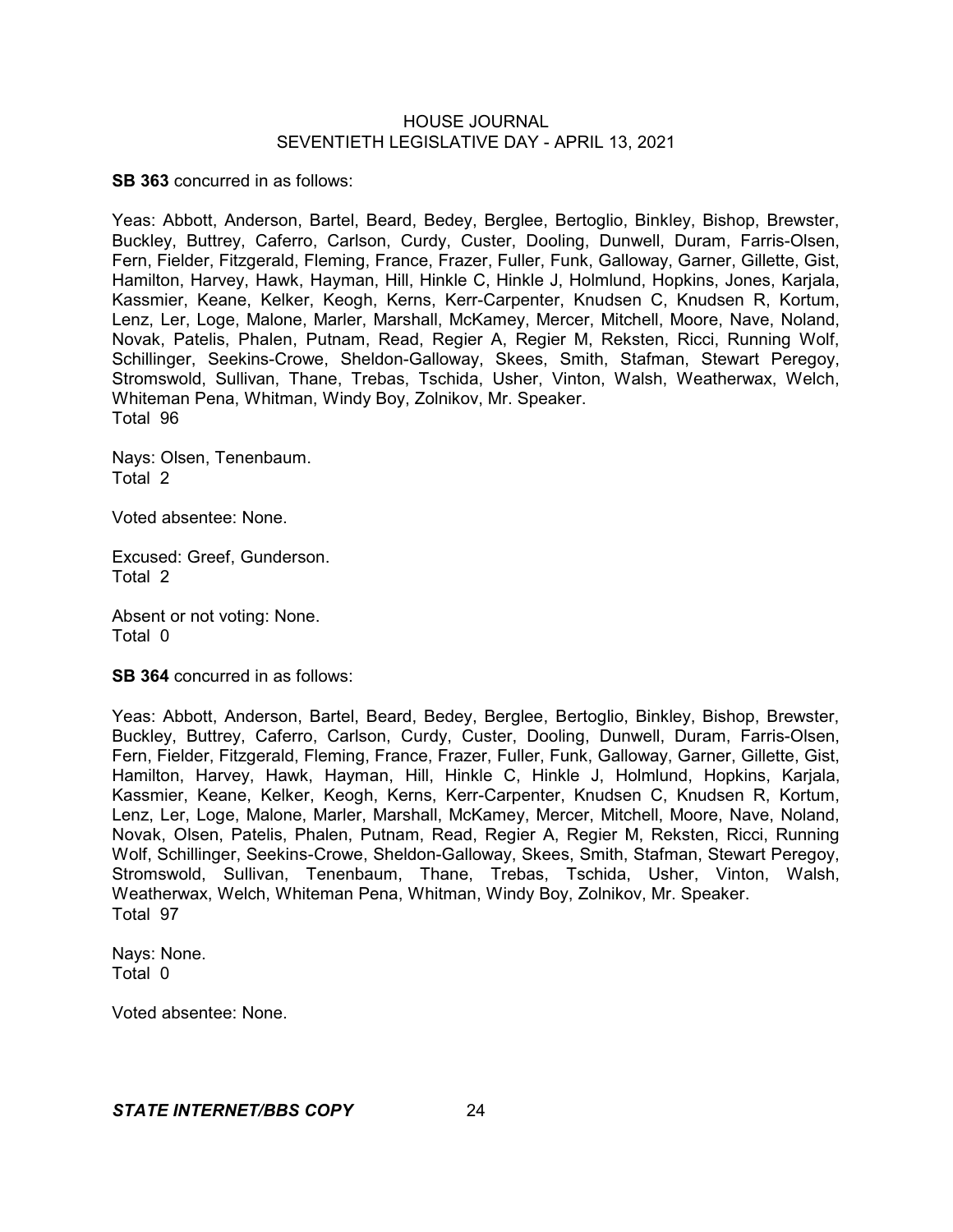**SB 363** concurred in as follows:

Yeas: Abbott, Anderson, Bartel, Beard, Bedey, Berglee, Bertoglio, Binkley, Bishop, Brewster, Buckley, Buttrey, Caferro, Carlson, Curdy, Custer, Dooling, Dunwell, Duram, Farris-Olsen, Fern, Fielder, Fitzgerald, Fleming, France, Frazer, Fuller, Funk, Galloway, Garner, Gillette, Gist, Hamilton, Harvey, Hawk, Hayman, Hill, Hinkle C, Hinkle J, Holmlund, Hopkins, Jones, Karjala, Kassmier, Keane, Kelker, Keogh, Kerns, Kerr-Carpenter, Knudsen C, Knudsen R, Kortum, Lenz, Ler, Loge, Malone, Marler, Marshall, McKamey, Mercer, Mitchell, Moore, Nave, Noland, Novak, Patelis, Phalen, Putnam, Read, Regier A, Regier M, Reksten, Ricci, Running Wolf, Schillinger, Seekins-Crowe, Sheldon-Galloway, Skees, Smith, Stafman, Stewart Peregoy, Stromswold, Sullivan, Thane, Trebas, Tschida, Usher, Vinton, Walsh, Weatherwax, Welch, Whiteman Pena, Whitman, Windy Boy, Zolnikov, Mr. Speaker.
Total 96

Nays: Olsen, Tenenbaum.
Total 2

Voted absentee: None.

Excused: Greef, Gunderson.
Total 2

Absent or not voting: None.
Total 0

**SB 364** concurred in as follows:

Yeas: Abbott, Anderson, Bartel, Beard, Bedey, Berglee, Bertoglio, Binkley, Bishop, Brewster, Buckley, Buttrey, Caferro, Carlson, Curdy, Custer, Dooling, Dunwell, Duram, Farris-Olsen, Fern, Fielder, Fitzgerald, Fleming, France, Frazer, Fuller, Funk, Galloway, Garner, Gillette, Gist, Hamilton, Harvey, Hawk, Hayman, Hill, Hinkle C, Hinkle J, Holmlund, Hopkins, Karjala, Kassmier, Keane, Kelker, Keogh, Kerns, Kerr-Carpenter, Knudsen C, Knudsen R, Kortum, Lenz, Ler, Loge, Malone, Marler, Marshall, McKamey, Mercer, Mitchell, Moore, Nave, Noland, Novak, Olsen, Patelis, Phalen, Putnam, Read, Regier A, Regier M, Reksten, Ricci, Running Wolf, Schillinger, Seekins-Crowe, Sheldon-Galloway, Skees, Smith, Stafman, Stewart Peregoy, Stromswold, Sullivan, Tenenbaum, Thane, Trebas, Tschida, Usher, Vinton, Walsh, Weatherwax, Welch, Whiteman Pena, Whitman, Windy Boy, Zolnikov, Mr. Speaker.
Total 97

Nays: None.
Total 0

Voted absentee: None.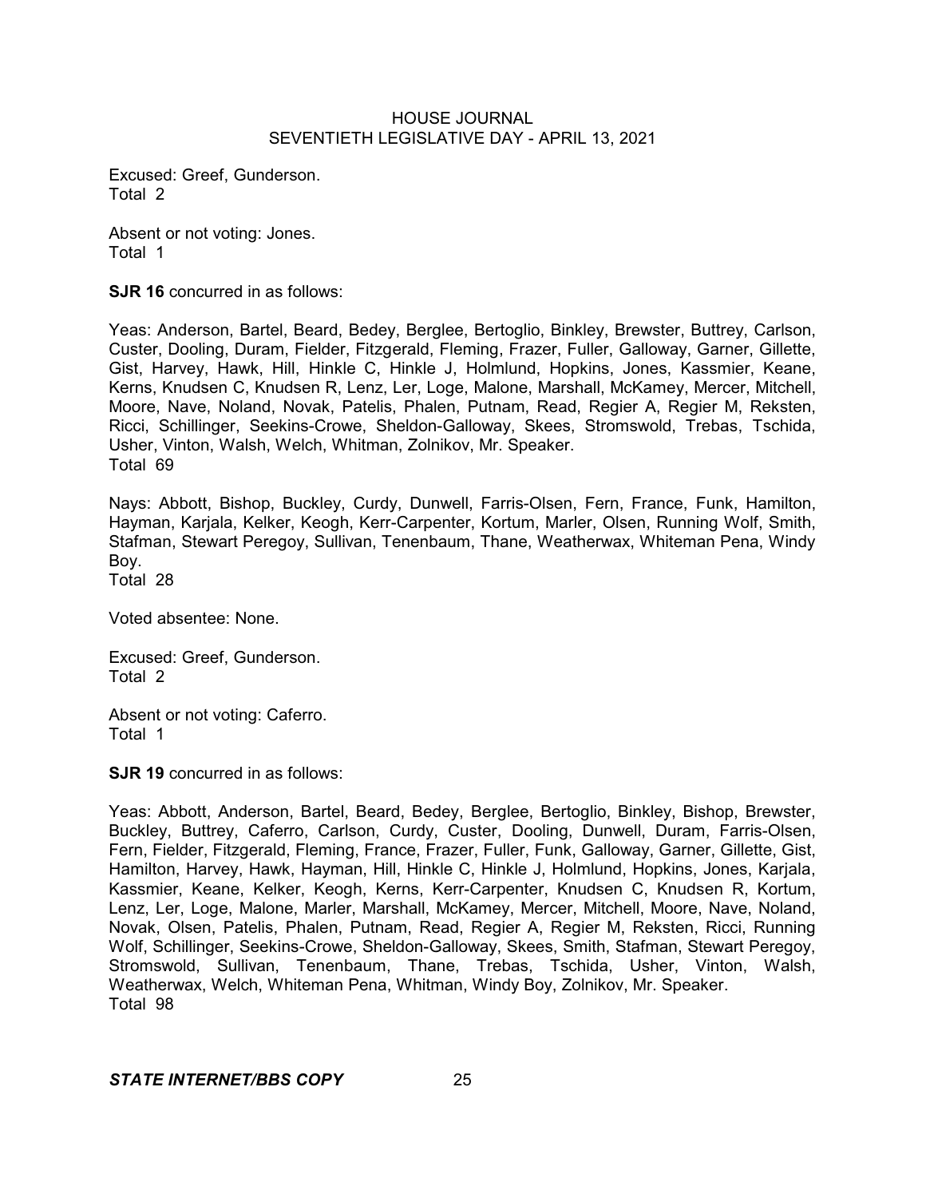Excused: Greef, Gunderson.
Total 2

Absent or not voting: Jones.
Total 1

**SJR 16** concurred in as follows:

Yeas: Anderson, Bartel, Beard, Bedey, Berglee, Bertoglio, Binkley, Brewster, Buttrey, Carlson, Custer, Dooling, Duram, Fielder, Fitzgerald, Fleming, Frazer, Fuller, Galloway, Garner, Gillette, Gist, Harvey, Hawk, Hill, Hinkle C, Hinkle J, Holmlund, Hopkins, Jones, Kassmier, Keane, Kerns, Knudsen C, Knudsen R, Lenz, Ler, Loge, Malone, Marshall, McKamey, Mercer, Mitchell, Moore, Nave, Noland, Novak, Patelis, Phalen, Putnam, Read, Regier A, Regier M, Reksten, Ricci, Schillinger, Seekins-Crowe, Sheldon-Galloway, Skees, Stromswold, Trebas, Tschida, Usher, Vinton, Walsh, Welch, Whitman, Zolnikov, Mr. Speaker.
Total 69

Nays: Abbott, Bishop, Buckley, Curdy, Dunwell, Farris-Olsen, Fern, France, Funk, Hamilton, Hayman, Karjala, Kelker, Keogh, Kerr-Carpenter, Kortum, Marler, Olsen, Running Wolf, Smith, Stafman, Stewart Peregoy, Sullivan, Tenenbaum, Thane, Weatherwax, Whiteman Pena, Windy Boy.
Total 28

Voted absentee: None.

Excused: Greef, Gunderson.
Total 2

Absent or not voting: Caferro.
Total 1

**SJR 19** concurred in as follows:

Yeas: Abbott, Anderson, Bartel, Beard, Bedey, Berglee, Bertoglio, Binkley, Bishop, Brewster, Buckley, Buttrey, Caferro, Carlson, Curdy, Custer, Dooling, Dunwell, Duram, Farris-Olsen, Fern, Fielder, Fitzgerald, Fleming, France, Frazer, Fuller, Funk, Galloway, Garner, Gillette, Gist, Hamilton, Harvey, Hawk, Hayman, Hill, Hinkle C, Hinkle J, Holmlund, Hopkins, Jones, Karjala, Kassmier, Keane, Kelker, Keogh, Kerns, Kerr-Carpenter, Knudsen C, Knudsen R, Kortum, Lenz, Ler, Loge, Malone, Marler, Marshall, McKamey, Mercer, Mitchell, Moore, Nave, Noland, Novak, Olsen, Patelis, Phalen, Putnam, Read, Regier A, Regier M, Reksten, Ricci, Running Wolf, Schillinger, Seekins-Crowe, Sheldon-Galloway, Skees, Smith, Stafman, Stewart Peregoy, Stromswold, Sullivan, Tenenbaum, Thane, Trebas, Tschida, Usher, Vinton, Walsh, Weatherwax, Welch, Whiteman Pena, Whitman, Windy Boy, Zolnikov, Mr. Speaker.
Total 98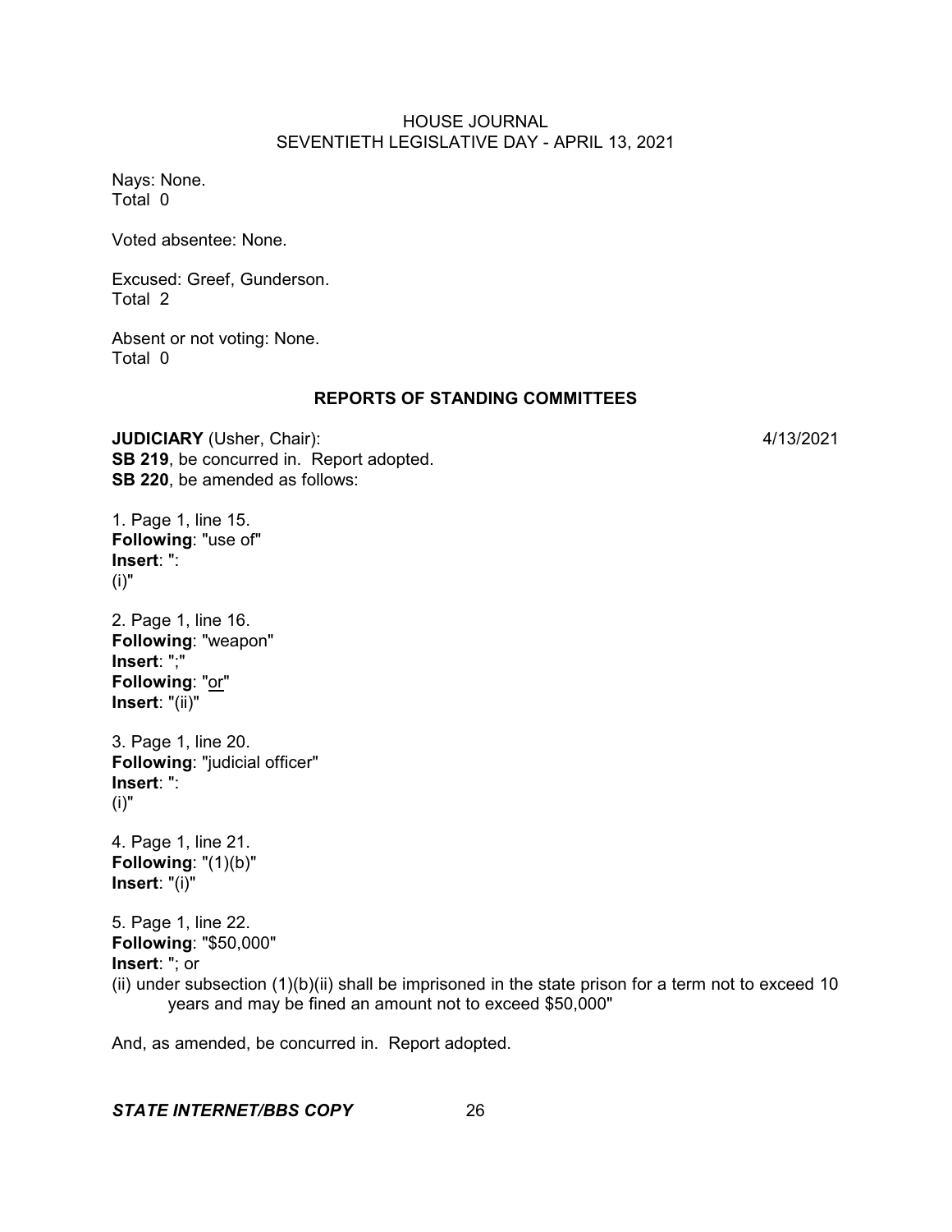Nays: None.
Total 0

Voted absentee: None.

Excused: Greef, Gunderson.
Total 2

Absent or not voting: None.
Total 0

## REPORTS OF STANDING COMMITTEES

**JUDICIARY** (Usher, Chair): 4/13/2021
**SB 219**, be concurred in. Report adopted.
**SB 220**, be amended as follows:

1. Page 1, line 15.
**Following**: "use of"
**Insert**: ":
(i)"

2. Page 1, line 16.
**Following**: "weapon"
**Insert**: ";"
**Following**: "<u>or</u>"
**Insert**: "(ii)"

3. Page 1, line 20.
**Following**: "judicial officer"
**Insert**: ":
(i)"

4. Page 1, line 21.
**Following**: "(1)(b)"
**Insert**: "(i)"

5. Page 1, line 22.
**Following**: "$50,000"
**Insert**: "; or
(ii) under subsection (1)(b)(ii) shall be imprisoned in the state prison for a term not to exceed 10 years and may be fined an amount not to exceed $50,000"

And, as amended, be concurred in. Report adopted.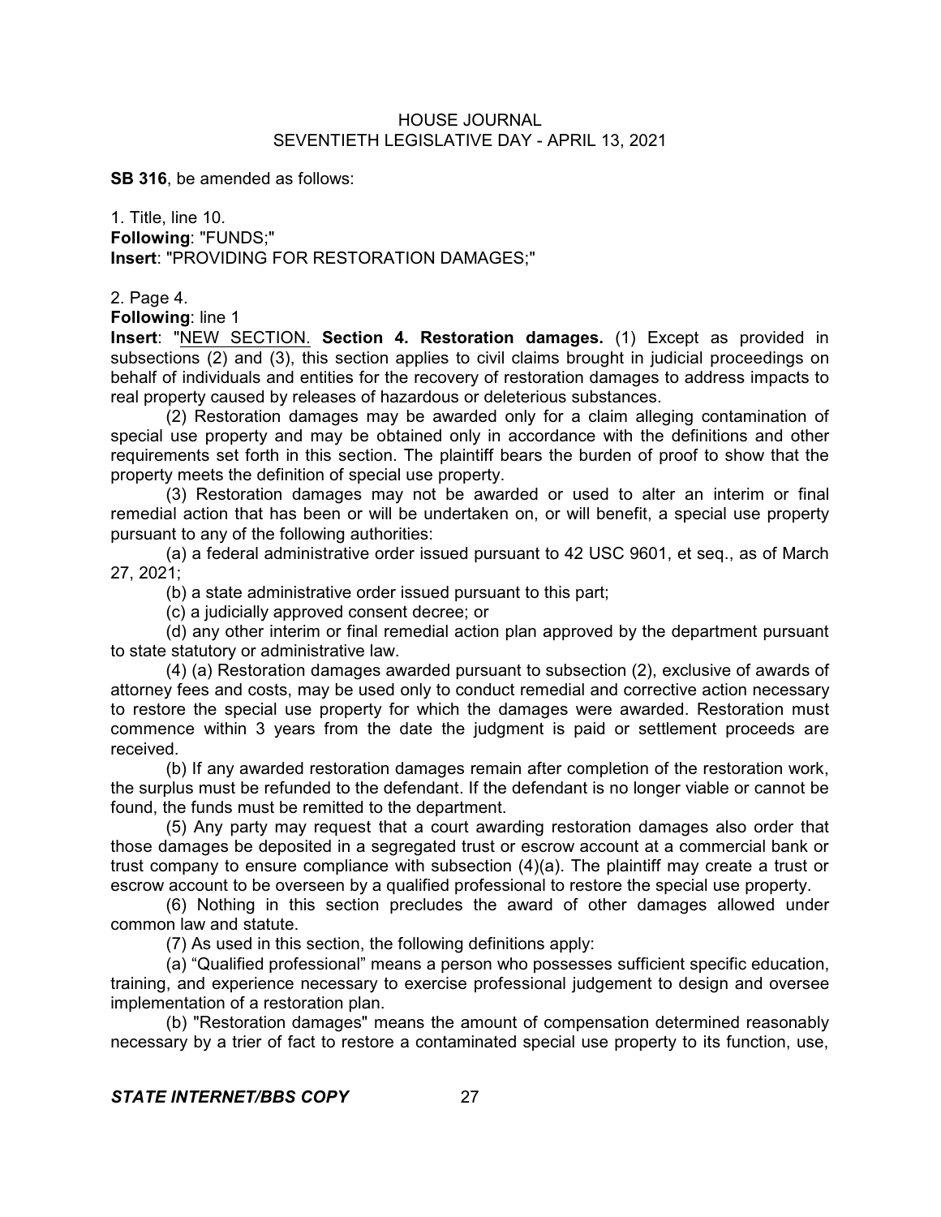**SB 316**, be amended as follows:

1. Title, line 10.
**Following**: "FUNDS;"
**Insert**: "PROVIDING FOR RESTORATION DAMAGES;"

2. Page 4.
**Following**: line 1
**Insert**: "NEW SECTION. **Section 4. Restoration damages.** (1) Except as provided in subsections (2) and (3), this section applies to civil claims brought in judicial proceedings on behalf of individuals and entities for the recovery of restoration damages to address impacts to real property caused by releases of hazardous or deleterious substances.

(2) Restoration damages may be awarded only for a claim alleging contamination of special use property and may be obtained only in accordance with the definitions and other requirements set forth in this section. The plaintiff bears the burden of proof to show that the property meets the definition of special use property.

(3) Restoration damages may not be awarded or used to alter an interim or final remedial action that has been or will be undertaken on, or will benefit, a special use property pursuant to any of the following authorities:

(a) a federal administrative order issued pursuant to 42 USC 9601, et seq., as of March 27, 2021;

(b) a state administrative order issued pursuant to this part;

(c) a judicially approved consent decree; or

(d) any other interim or final remedial action plan approved by the department pursuant to state statutory or administrative law.

(4) (a) Restoration damages awarded pursuant to subsection (2), exclusive of awards of attorney fees and costs, may be used only to conduct remedial and corrective action necessary to restore the special use property for which the damages were awarded. Restoration must commence within 3 years from the date the judgment is paid or settlement proceeds are received.

(b) If any awarded restoration damages remain after completion of the restoration work, the surplus must be refunded to the defendant. If the defendant is no longer viable or cannot be found, the funds must be remitted to the department.

(5) Any party may request that a court awarding restoration damages also order that those damages be deposited in a segregated trust or escrow account at a commercial bank or trust company to ensure compliance with subsection (4)(a). The plaintiff may create a trust or escrow account to be overseen by a qualified professional to restore the special use property.

(6) Nothing in this section precludes the award of other damages allowed under common law and statute.

(7) As used in this section, the following definitions apply:

(a) "Qualified professional" means a person who possesses sufficient specific education, training, and experience necessary to exercise professional judgement to design and oversee implementation of a restoration plan.

(b) "Restoration damages" means the amount of compensation determined reasonably necessary by a trier of fact to restore a contaminated special use property to its function, use,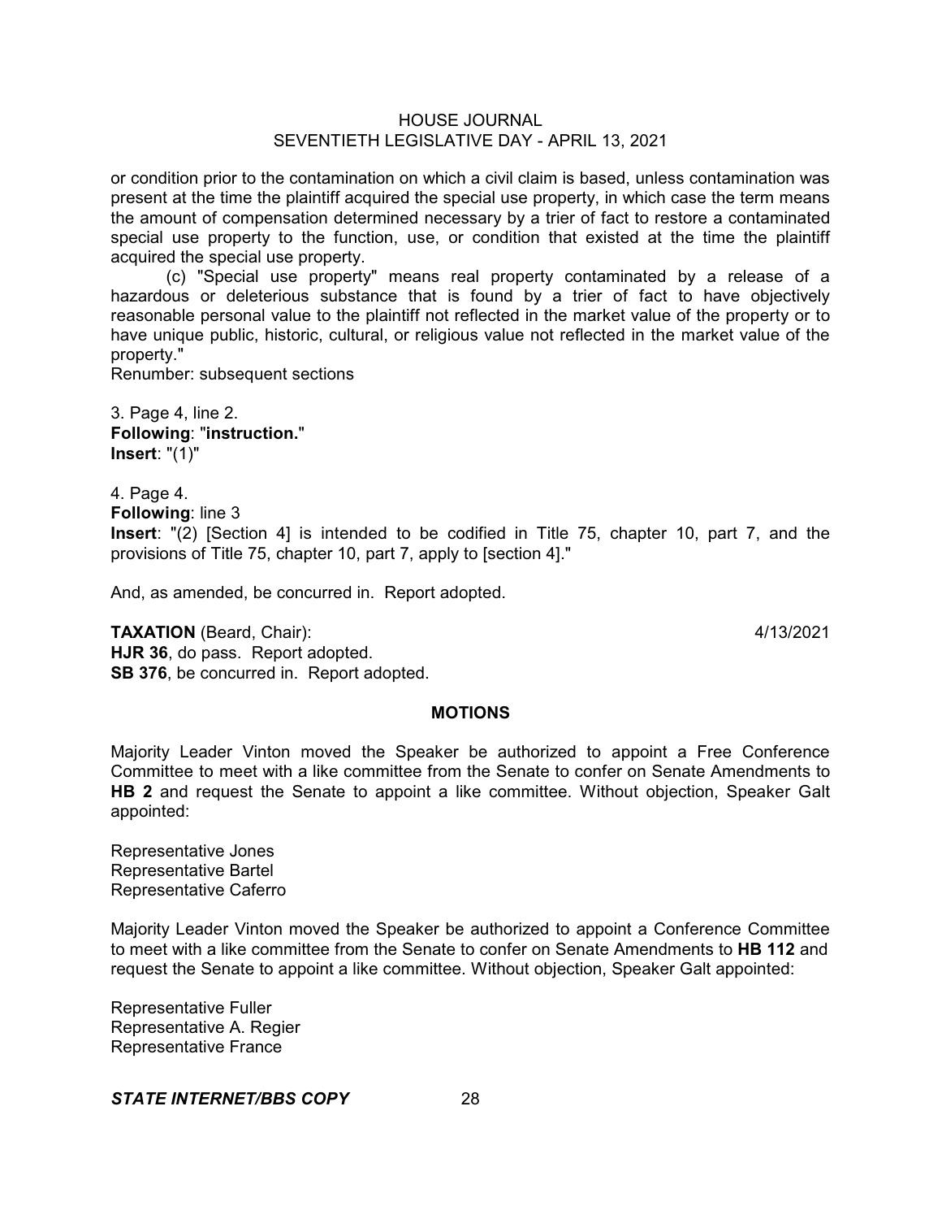or condition prior to the contamination on which a civil claim is based, unless contamination was present at the time the plaintiff acquired the special use property, in which case the term means the amount of compensation determined necessary by a trier of fact to restore a contaminated special use property to the function, use, or condition that existed at the time the plaintiff acquired the special use property.

(c) "Special use property" means real property contaminated by a release of a hazardous or deleterious substance that is found by a trier of fact to have objectively reasonable personal value to the plaintiff not reflected in the market value of the property or to have unique public, historic, cultural, or religious value not reflected in the market value of the property."

Renumber: subsequent sections

3. Page 4, line 2.
**Following**: "**instruction.**"
**Insert**: "(1)"

4. Page 4.
**Following**: line 3
**Insert**: "(2) [Section 4] is intended to be codified in Title 75, chapter 10, part 7, and the provisions of Title 75, chapter 10, part 7, apply to [section 4]."

And, as amended, be concurred in. Report adopted.

**TAXATION** (Beard, Chair): 4/13/2021
**HJR 36**, do pass. Report adopted.
**SB 376**, be concurred in. Report adopted.

## MOTIONS

Majority Leader Vinton moved the Speaker be authorized to appoint a Free Conference Committee to meet with a like committee from the Senate to confer on Senate Amendments to **HB 2** and request the Senate to appoint a like committee. Without objection, Speaker Galt appointed:

Representative Jones
Representative Bartel
Representative Caferro

Majority Leader Vinton moved the Speaker be authorized to appoint a Conference Committee to meet with a like committee from the Senate to confer on Senate Amendments to **HB 112** and request the Senate to appoint a like committee. Without objection, Speaker Galt appointed:

Representative Fuller
Representative A. Regier
Representative France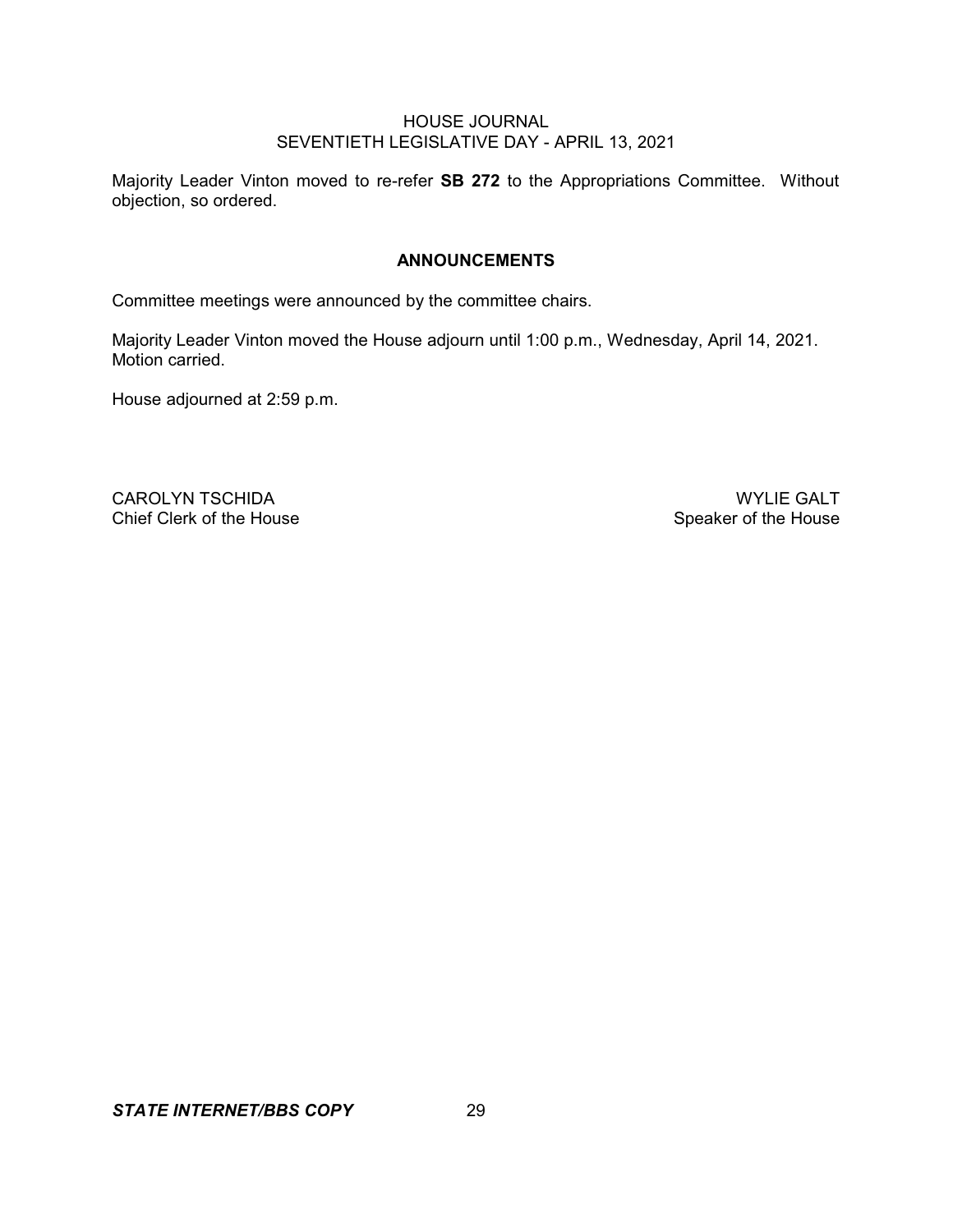Majority Leader Vinton moved to re-refer **SB 272** to the Appropriations Committee. Without objection, so ordered.

## ANNOUNCEMENTS

Committee meetings were announced by the committee chairs.

Majority Leader Vinton moved the House adjourn until 1:00 p.m., Wednesday, April 14, 2021. Motion carried.

House adjourned at 2:59 p.m.

CAROLYN TSCHIDA
Chief Clerk of the House

WYLIE GALT
Speaker of the House